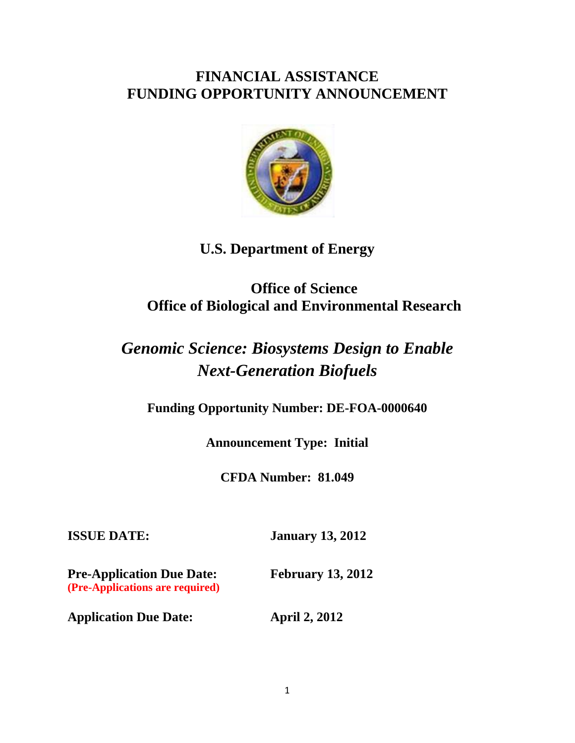# FINANCIAL ASSISTANCE FUNDING OPPORTUNITY ANNOUNCEMENT

## U.S. Department of Energy

## Office of Science
## Office of Biological and Environmental Research

# *Genomic Science: Biosystems Design to Enable Next-Generation Biofuels*

**Funding Opportunity Number: DE-FOA-0000640**

**Announcement Type: Initial**

**CFDA Number: 81.049**

**ISSUE DATE:** **January 13, 2012**

**Pre-Application Due Date:** **February 13, 2012**
**(Pre-Applications are required)**

**Application Due Date:** **April 2, 2012**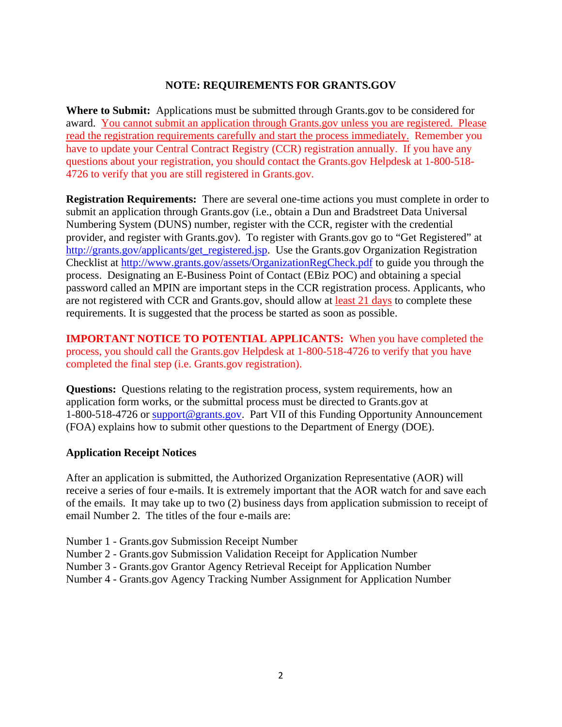## NOTE: REQUIREMENTS FOR GRANTS.GOV

**Where to Submit:** Applications must be submitted through Grants.gov to be considered for award. You cannot submit an application through Grants.gov unless you are registered. Please read the registration requirements carefully and start the process immediately. Remember you have to update your Central Contract Registry (CCR) registration annually. If you have any questions about your registration, you should contact the Grants.gov Helpdesk at 1-800-518-4726 to verify that you are still registered in Grants.gov.

**Registration Requirements:** There are several one-time actions you must complete in order to submit an application through Grants.gov (i.e., obtain a Dun and Bradstreet Data Universal Numbering System (DUNS) number, register with the CCR, register with the credential provider, and register with Grants.gov). To register with Grants.gov go to "Get Registered" at http://grants.gov/applicants/get_registered.jsp. Use the Grants.gov Organization Registration Checklist at http://www.grants.gov/assets/OrganizationRegCheck.pdf to guide you through the process. Designating an E-Business Point of Contact (EBiz POC) and obtaining a special password called an MPIN are important steps in the CCR registration process. Applicants, who are not registered with CCR and Grants.gov, should allow at least 21 days to complete these requirements. It is suggested that the process be started as soon as possible.

**IMPORTANT NOTICE TO POTENTIAL APPLICANTS:** When you have completed the process, you should call the Grants.gov Helpdesk at 1-800-518-4726 to verify that you have completed the final step (i.e. Grants.gov registration).

**Questions:** Questions relating to the registration process, system requirements, how an application form works, or the submittal process must be directed to Grants.gov at 1-800-518-4726 or support@grants.gov. Part VII of this Funding Opportunity Announcement (FOA) explains how to submit other questions to the Department of Energy (DOE).

**Application Receipt Notices**

After an application is submitted, the Authorized Organization Representative (AOR) will receive a series of four e-mails. It is extremely important that the AOR watch for and save each of the emails. It may take up to two (2) business days from application submission to receipt of email Number 2. The titles of the four e-mails are:

Number 1 - Grants.gov Submission Receipt Number
Number 2 - Grants.gov Submission Validation Receipt for Application Number
Number 3 - Grants.gov Grantor Agency Retrieval Receipt for Application Number
Number 4 - Grants.gov Agency Tracking Number Assignment for Application Number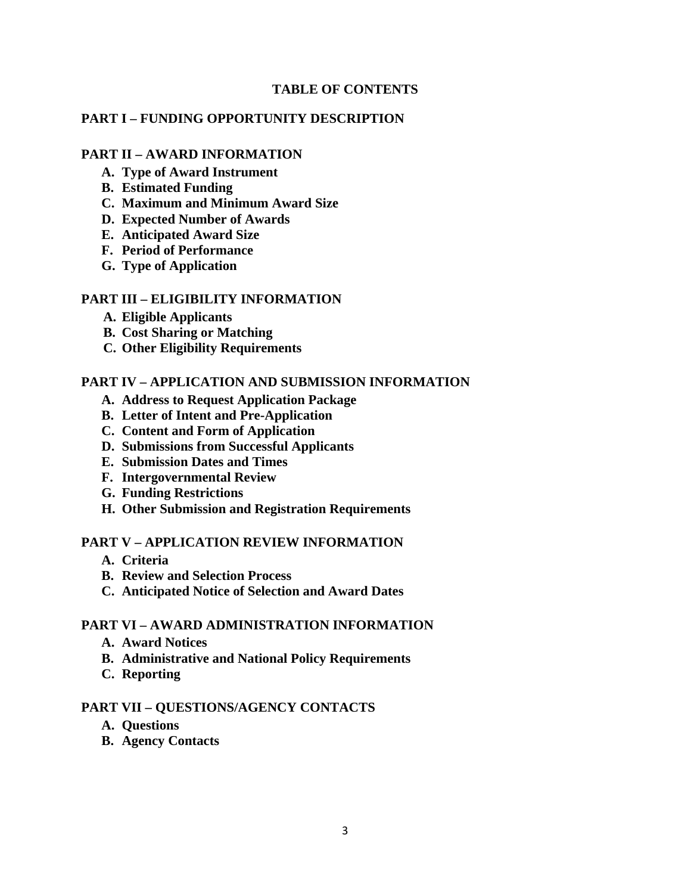# TABLE OF CONTENTS

## PART I – FUNDING OPPORTUNITY DESCRIPTION

## PART II – AWARD INFORMATION

- **A. Type of Award Instrument**
- **B. Estimated Funding**
- **C. Maximum and Minimum Award Size**
- **D. Expected Number of Awards**
- **E. Anticipated Award Size**
- **F. Period of Performance**
- **G. Type of Application**

## PART III – ELIGIBILITY INFORMATION

- **A. Eligible Applicants**
- **B. Cost Sharing or Matching**
- **C. Other Eligibility Requirements**

## PART IV – APPLICATION AND SUBMISSION INFORMATION

- **A. Address to Request Application Package**
- **B. Letter of Intent and Pre-Application**
- **C. Content and Form of Application**
- **D. Submissions from Successful Applicants**
- **E. Submission Dates and Times**
- **F. Intergovernmental Review**
- **G. Funding Restrictions**
- **H. Other Submission and Registration Requirements**

## PART V – APPLICATION REVIEW INFORMATION

- **A. Criteria**
- **B. Review and Selection Process**
- **C. Anticipated Notice of Selection and Award Dates**

## PART VI – AWARD ADMINISTRATION INFORMATION

- **A. Award Notices**
- **B. Administrative and National Policy Requirements**
- **C. Reporting**

## PART VII – QUESTIONS/AGENCY CONTACTS

- **A. Questions**
- **B. Agency Contacts**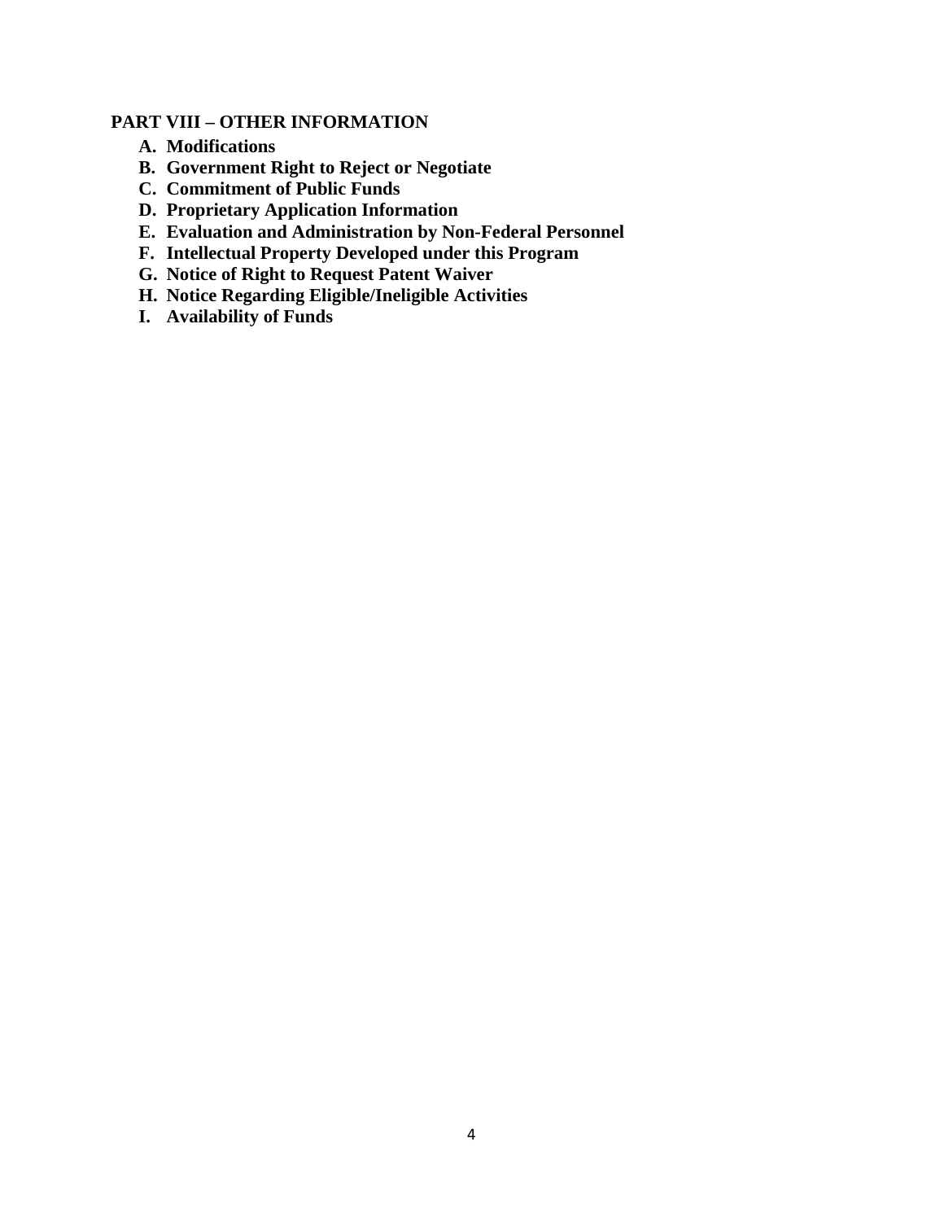**PART VIII – OTHER INFORMATION**

- **A. Modifications**
- **B. Government Right to Reject or Negotiate**
- **C. Commitment of Public Funds**
- **D. Proprietary Application Information**
- **E. Evaluation and Administration by Non-Federal Personnel**
- **F. Intellectual Property Developed under this Program**
- **G. Notice of Right to Request Patent Waiver**
- **H. Notice Regarding Eligible/Ineligible Activities**
- **I. Availability of Funds**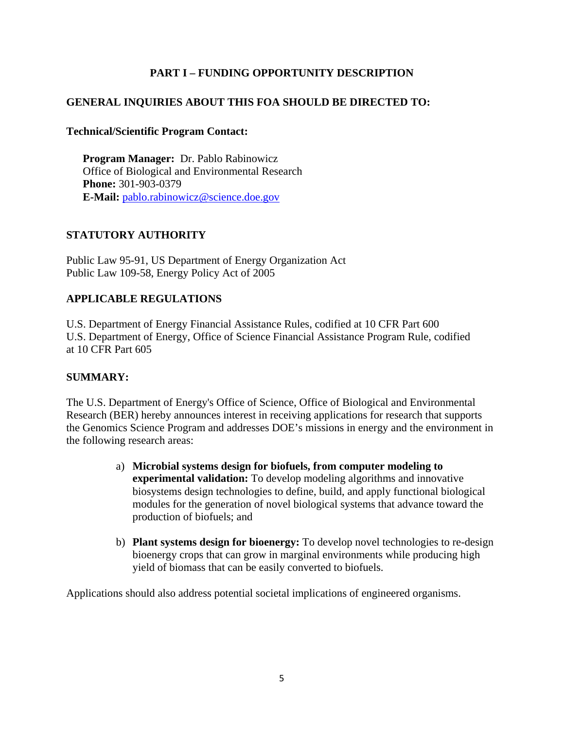# PART I – FUNDING OPPORTUNITY DESCRIPTION

## GENERAL INQUIRIES ABOUT THIS FOA SHOULD BE DIRECTED TO:

**Technical/Scientific Program Contact:**

**Program Manager:** Dr. Pablo Rabinowicz
Office of Biological and Environmental Research
**Phone:** 301-903-0379
**E-Mail:** pablo.rabinowicz@science.doe.gov

## STATUTORY AUTHORITY

Public Law 95-91, US Department of Energy Organization Act
Public Law 109-58, Energy Policy Act of 2005

## APPLICABLE REGULATIONS

U.S. Department of Energy Financial Assistance Rules, codified at 10 CFR Part 600
U.S. Department of Energy, Office of Science Financial Assistance Program Rule, codified at 10 CFR Part 605

## SUMMARY:

The U.S. Department of Energy's Office of Science, Office of Biological and Environmental Research (BER) hereby announces interest in receiving applications for research that supports the Genomics Science Program and addresses DOE's missions in energy and the environment in the following research areas:

a) **Microbial systems design for biofuels, from computer modeling to experimental validation:** To develop modeling algorithms and innovative biosystems design technologies to define, build, and apply functional biological modules for the generation of novel biological systems that advance toward the production of biofuels; and

b) **Plant systems design for bioenergy:** To develop novel technologies to re-design bioenergy crops that can grow in marginal environments while producing high yield of biomass that can be easily converted to biofuels.

Applications should also address potential societal implications of engineered organisms.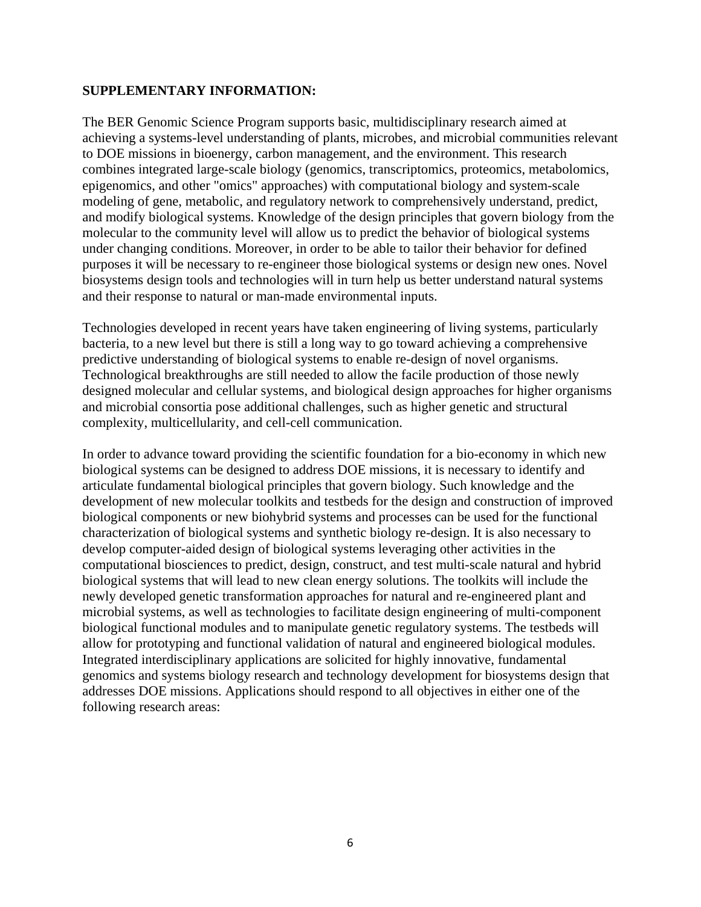**SUPPLEMENTARY INFORMATION:**

The BER Genomic Science Program supports basic, multidisciplinary research aimed at achieving a systems-level understanding of plants, microbes, and microbial communities relevant to DOE missions in bioenergy, carbon management, and the environment. This research combines integrated large-scale biology (genomics, transcriptomics, proteomics, metabolomics, epigenomics, and other "omics" approaches) with computational biology and system-scale modeling of gene, metabolic, and regulatory network to comprehensively understand, predict, and modify biological systems. Knowledge of the design principles that govern biology from the molecular to the community level will allow us to predict the behavior of biological systems under changing conditions. Moreover, in order to be able to tailor their behavior for defined purposes it will be necessary to re-engineer those biological systems or design new ones. Novel biosystems design tools and technologies will in turn help us better understand natural systems and their response to natural or man-made environmental inputs.

Technologies developed in recent years have taken engineering of living systems, particularly bacteria, to a new level but there is still a long way to go toward achieving a comprehensive predictive understanding of biological systems to enable re-design of novel organisms. Technological breakthroughs are still needed to allow the facile production of those newly designed molecular and cellular systems, and biological design approaches for higher organisms and microbial consortia pose additional challenges, such as higher genetic and structural complexity, multicellularity, and cell-cell communication.

In order to advance toward providing the scientific foundation for a bio-economy in which new biological systems can be designed to address DOE missions, it is necessary to identify and articulate fundamental biological principles that govern biology. Such knowledge and the development of new molecular toolkits and testbeds for the design and construction of improved biological components or new biohybrid systems and processes can be used for the functional characterization of biological systems and synthetic biology re-design. It is also necessary to develop computer-aided design of biological systems leveraging other activities in the computational biosciences to predict, design, construct, and test multi-scale natural and hybrid biological systems that will lead to new clean energy solutions. The toolkits will include the newly developed genetic transformation approaches for natural and re-engineered plant and microbial systems, as well as technologies to facilitate design engineering of multi-component biological functional modules and to manipulate genetic regulatory systems. The testbeds will allow for prototyping and functional validation of natural and engineered biological modules. Integrated interdisciplinary applications are solicited for highly innovative, fundamental genomics and systems biology research and technology development for biosystems design that addresses DOE missions. Applications should respond to all objectives in either one of the following research areas: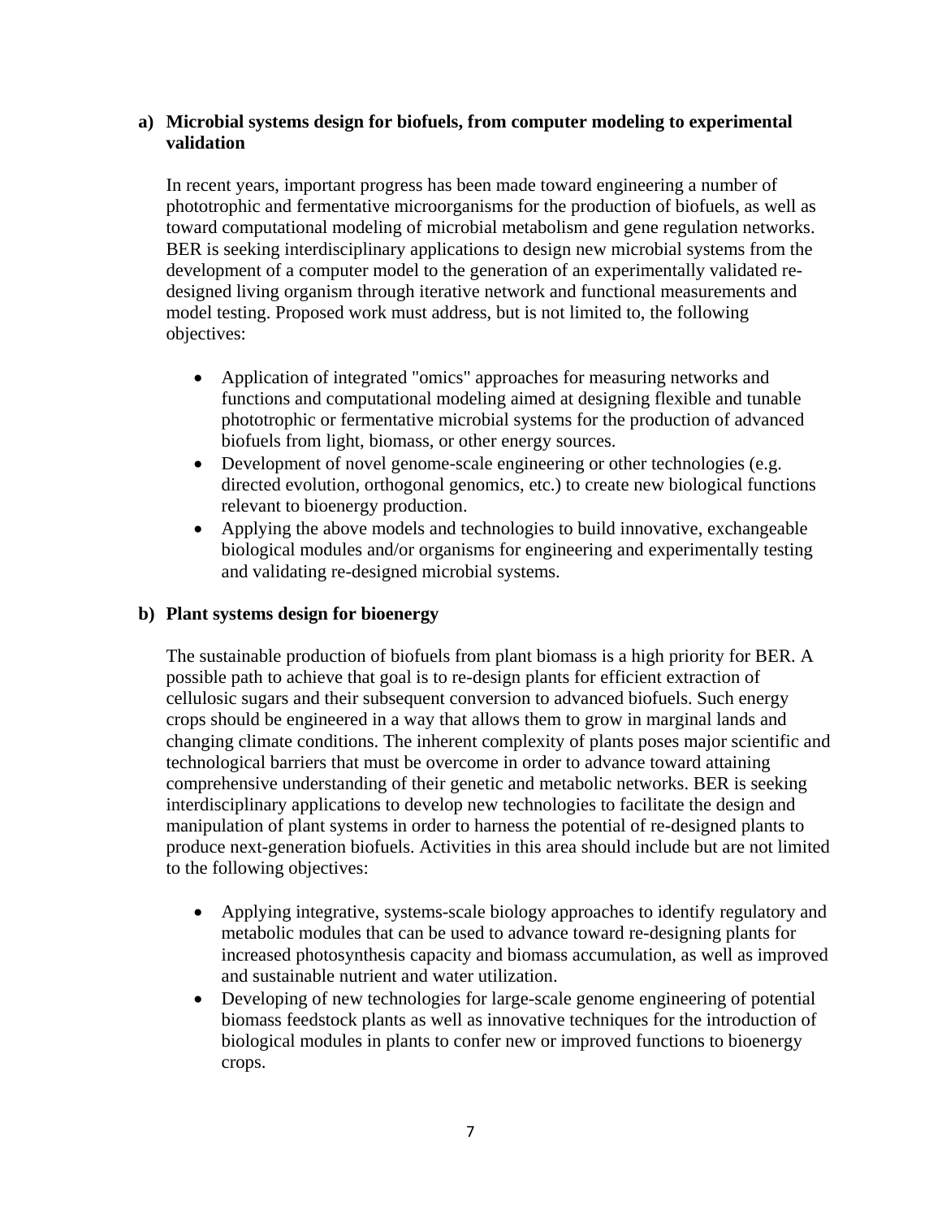**a) Microbial systems design for biofuels, from computer modeling to experimental validation**

In recent years, important progress has been made toward engineering a number of phototrophic and fermentative microorganisms for the production of biofuels, as well as toward computational modeling of microbial metabolism and gene regulation networks. BER is seeking interdisciplinary applications to design new microbial systems from the development of a computer model to the generation of an experimentally validated re-designed living organism through iterative network and functional measurements and model testing. Proposed work must address, but is not limited to, the following objectives:

- Application of integrated "omics" approaches for measuring networks and functions and computational modeling aimed at designing flexible and tunable phototrophic or fermentative microbial systems for the production of advanced biofuels from light, biomass, or other energy sources.
- Development of novel genome-scale engineering or other technologies (e.g. directed evolution, orthogonal genomics, etc.) to create new biological functions relevant to bioenergy production.
- Applying the above models and technologies to build innovative, exchangeable biological modules and/or organisms for engineering and experimentally testing and validating re-designed microbial systems.

**b) Plant systems design for bioenergy**

The sustainable production of biofuels from plant biomass is a high priority for BER. A possible path to achieve that goal is to re-design plants for efficient extraction of cellulosic sugars and their subsequent conversion to advanced biofuels. Such energy crops should be engineered in a way that allows them to grow in marginal lands and changing climate conditions. The inherent complexity of plants poses major scientific and technological barriers that must be overcome in order to advance toward attaining comprehensive understanding of their genetic and metabolic networks. BER is seeking interdisciplinary applications to develop new technologies to facilitate the design and manipulation of plant systems in order to harness the potential of re-designed plants to produce next-generation biofuels. Activities in this area should include but are not limited to the following objectives:

- Applying integrative, systems-scale biology approaches to identify regulatory and metabolic modules that can be used to advance toward re-designing plants for increased photosynthesis capacity and biomass accumulation, as well as improved and sustainable nutrient and water utilization.
- Developing of new technologies for large-scale genome engineering of potential biomass feedstock plants as well as innovative techniques for the introduction of biological modules in plants to confer new or improved functions to bioenergy crops.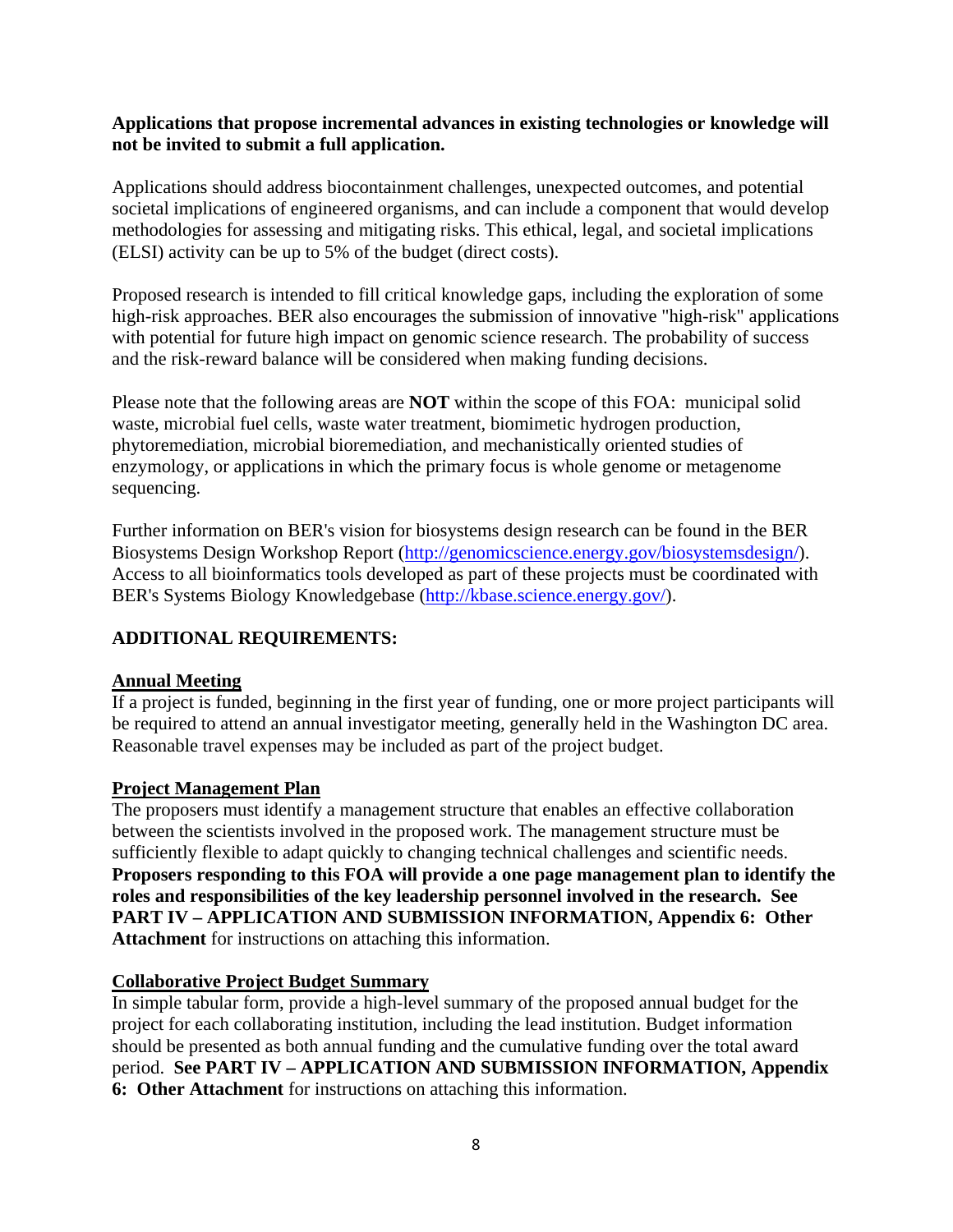**Applications that propose incremental advances in existing technologies or knowledge will not be invited to submit a full application.**

Applications should address biocontainment challenges, unexpected outcomes, and potential societal implications of engineered organisms, and can include a component that would develop methodologies for assessing and mitigating risks. This ethical, legal, and societal implications (ELSI) activity can be up to 5% of the budget (direct costs).

Proposed research is intended to fill critical knowledge gaps, including the exploration of some high-risk approaches. BER also encourages the submission of innovative "high-risk" applications with potential for future high impact on genomic science research. The probability of success and the risk-reward balance will be considered when making funding decisions.

Please note that the following areas are **NOT** within the scope of this FOA: municipal solid waste, microbial fuel cells, waste water treatment, biomimetic hydrogen production, phytoremediation, microbial bioremediation, and mechanistically oriented studies of enzymology, or applications in which the primary focus is whole genome or metagenome sequencing.

Further information on BER's vision for biosystems design research can be found in the BER Biosystems Design Workshop Report (http://genomicscience.energy.gov/biosystemsdesign/). Access to all bioinformatics tools developed as part of these projects must be coordinated with BER's Systems Biology Knowledgebase (http://kbase.science.energy.gov/).

## ADDITIONAL REQUIREMENTS:

### Annual Meeting

If a project is funded, beginning in the first year of funding, one or more project participants will be required to attend an annual investigator meeting, generally held in the Washington DC area. Reasonable travel expenses may be included as part of the project budget.

### Project Management Plan

The proposers must identify a management structure that enables an effective collaboration between the scientists involved in the proposed work. The management structure must be sufficiently flexible to adapt quickly to changing technical challenges and scientific needs. **Proposers responding to this FOA will provide a one page management plan to identify the roles and responsibilities of the key leadership personnel involved in the research. See PART IV – APPLICATION AND SUBMISSION INFORMATION, Appendix 6: Other Attachment** for instructions on attaching this information.

### Collaborative Project Budget Summary

In simple tabular form, provide a high-level summary of the proposed annual budget for the project for each collaborating institution, including the lead institution. Budget information should be presented as both annual funding and the cumulative funding over the total award period. **See PART IV – APPLICATION AND SUBMISSION INFORMATION, Appendix 6: Other Attachment** for instructions on attaching this information.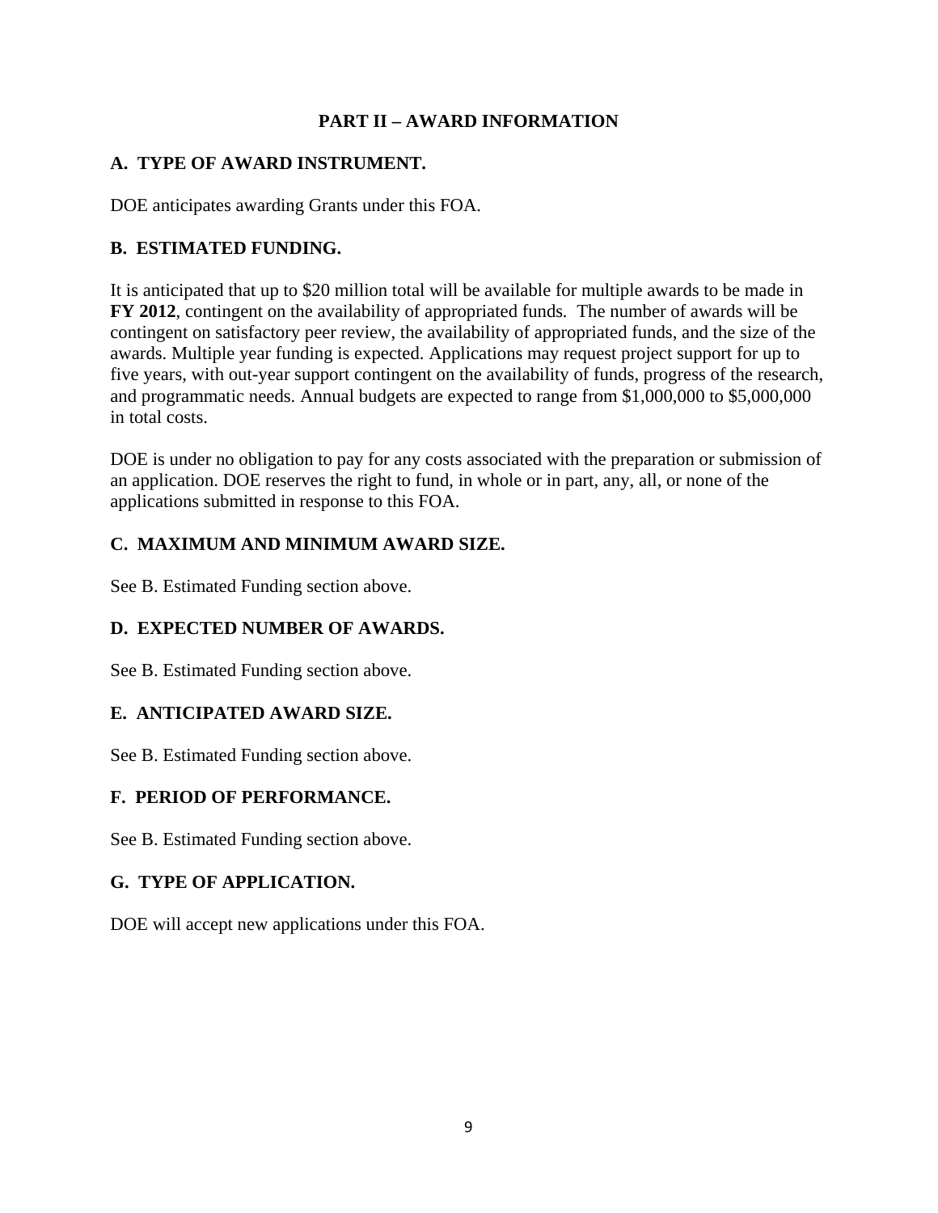## PART II – AWARD INFORMATION

### A. TYPE OF AWARD INSTRUMENT.

DOE anticipates awarding Grants under this FOA.

### B. ESTIMATED FUNDING.

It is anticipated that up to $20 million total will be available for multiple awards to be made in **FY 2012**, contingent on the availability of appropriated funds. The number of awards will be contingent on satisfactory peer review, the availability of appropriated funds, and the size of the awards. Multiple year funding is expected. Applications may request project support for up to five years, with out-year support contingent on the availability of funds, progress of the research, and programmatic needs. Annual budgets are expected to range from $1,000,000 to $5,000,000 in total costs.

DOE is under no obligation to pay for any costs associated with the preparation or submission of an application. DOE reserves the right to fund, in whole or in part, any, all, or none of the applications submitted in response to this FOA.

### C. MAXIMUM AND MINIMUM AWARD SIZE.

See B. Estimated Funding section above.

### D. EXPECTED NUMBER OF AWARDS.

See B. Estimated Funding section above.

### E. ANTICIPATED AWARD SIZE.

See B. Estimated Funding section above.

### F. PERIOD OF PERFORMANCE.

See B. Estimated Funding section above.

### G. TYPE OF APPLICATION.

DOE will accept new applications under this FOA.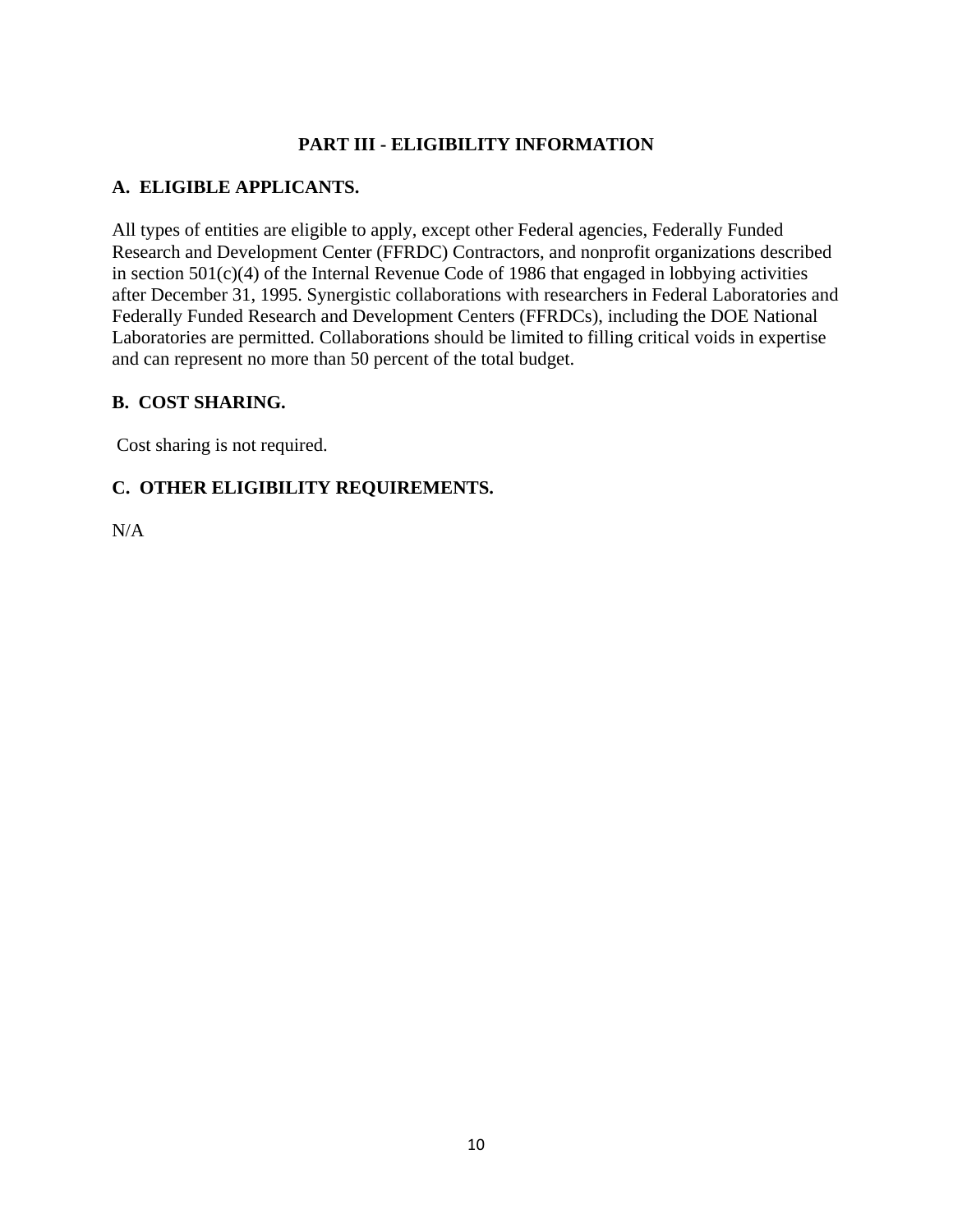# PART III - ELIGIBILITY INFORMATION

## A. ELIGIBLE APPLICANTS.

All types of entities are eligible to apply, except other Federal agencies, Federally Funded Research and Development Center (FFRDC) Contractors, and nonprofit organizations described in section 501(c)(4) of the Internal Revenue Code of 1986 that engaged in lobbying activities after December 31, 1995. Synergistic collaborations with researchers in Federal Laboratories and Federally Funded Research and Development Centers (FFRDCs), including the DOE National Laboratories are permitted. Collaborations should be limited to filling critical voids in expertise and can represent no more than 50 percent of the total budget.

## B. COST SHARING.

Cost sharing is not required.

## C. OTHER ELIGIBILITY REQUIREMENTS.

N/A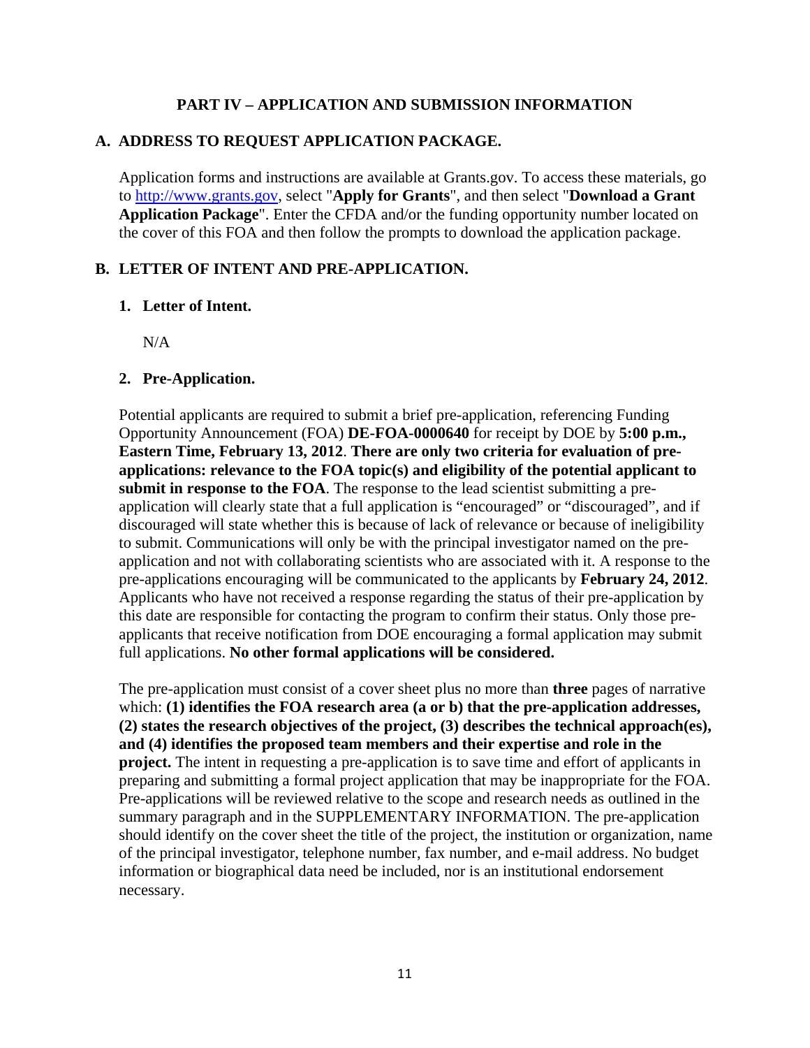# PART IV – APPLICATION AND SUBMISSION INFORMATION

## A. ADDRESS TO REQUEST APPLICATION PACKAGE.

Application forms and instructions are available at Grants.gov. To access these materials, go to http://www.grants.gov, select "**Apply for Grants**", and then select "**Download a Grant Application Package**". Enter the CFDA and/or the funding opportunity number located on the cover of this FOA and then follow the prompts to download the application package.

## B. LETTER OF INTENT AND PRE-APPLICATION.

### 1. Letter of Intent.

N/A

### 2. Pre-Application.

Potential applicants are required to submit a brief pre-application, referencing Funding Opportunity Announcement (FOA) **DE-FOA-0000640** for receipt by DOE by **5:00 p.m., Eastern Time, February 13, 2012**. **There are only two criteria for evaluation of pre-applications: relevance to the FOA topic(s) and eligibility of the potential applicant to submit in response to the FOA**. The response to the lead scientist submitting a pre-application will clearly state that a full application is "encouraged" or "discouraged", and if discouraged will state whether this is because of lack of relevance or because of ineligibility to submit. Communications will only be with the principal investigator named on the pre-application and not with collaborating scientists who are associated with it. A response to the pre-applications encouraging will be communicated to the applicants by **February 24, 2012**. Applicants who have not received a response regarding the status of their pre-application by this date are responsible for contacting the program to confirm their status. Only those pre-applicants that receive notification from DOE encouraging a formal application may submit full applications. **No other formal applications will be considered.**

The pre-application must consist of a cover sheet plus no more than **three** pages of narrative which: **(1) identifies the FOA research area (a or b) that the pre-application addresses, (2) states the research objectives of the project, (3) describes the technical approach(es), and (4) identifies the proposed team members and their expertise and role in the project.** The intent in requesting a pre-application is to save time and effort of applicants in preparing and submitting a formal project application that may be inappropriate for the FOA. Pre-applications will be reviewed relative to the scope and research needs as outlined in the summary paragraph and in the SUPPLEMENTARY INFORMATION. The pre-application should identify on the cover sheet the title of the project, the institution or organization, name of the principal investigator, telephone number, fax number, and e-mail address. No budget information or biographical data need be included, nor is an institutional endorsement necessary.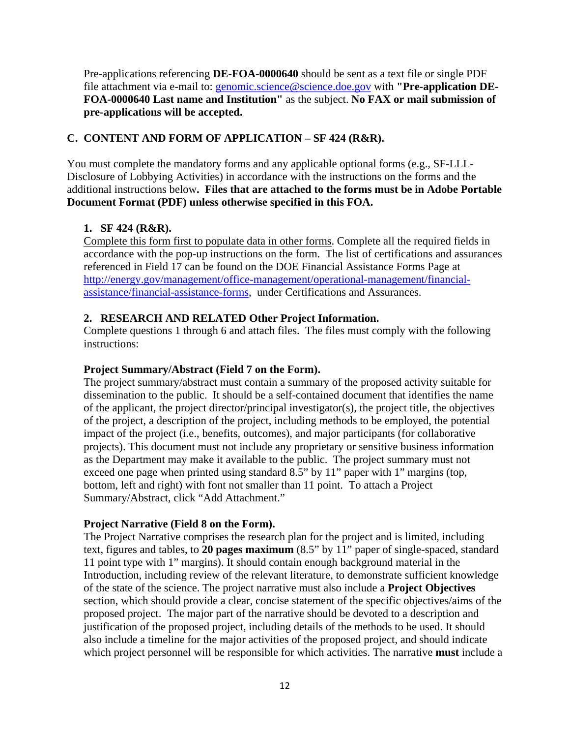Pre-applications referencing **DE-FOA-0000640** should be sent as a text file or single PDF file attachment via e-mail to: genomic.science@science.doe.gov with **"Pre-application DE-FOA-0000640 Last name and Institution"** as the subject. **No FAX or mail submission of pre-applications will be accepted.**

## C. CONTENT AND FORM OF APPLICATION – SF 424 (R&R).

You must complete the mandatory forms and any applicable optional forms (e.g., SF-LLL-Disclosure of Lobbying Activities) in accordance with the instructions on the forms and the additional instructions below**. Files that are attached to the forms must be in Adobe Portable Document Format (PDF) unless otherwise specified in this FOA.**

### 1. SF 424 (R&R).

Complete this form first to populate data in other forms. Complete all the required fields in accordance with the pop-up instructions on the form. The list of certifications and assurances referenced in Field 17 can be found on the DOE Financial Assistance Forms Page at http://energy.gov/management/office-management/operational-management/financial-assistance/financial-assistance-forms, under Certifications and Assurances.

### 2. RESEARCH AND RELATED Other Project Information.

Complete questions 1 through 6 and attach files. The files must comply with the following instructions:

**Project Summary/Abstract (Field 7 on the Form).**

The project summary/abstract must contain a summary of the proposed activity suitable for dissemination to the public. It should be a self-contained document that identifies the name of the applicant, the project director/principal investigator(s), the project title, the objectives of the project, a description of the project, including methods to be employed, the potential impact of the project (i.e., benefits, outcomes), and major participants (for collaborative projects). This document must not include any proprietary or sensitive business information as the Department may make it available to the public. The project summary must not exceed one page when printed using standard 8.5" by 11" paper with 1" margins (top, bottom, left and right) with font not smaller than 11 point. To attach a Project Summary/Abstract, click "Add Attachment."

**Project Narrative (Field 8 on the Form).**

The Project Narrative comprises the research plan for the project and is limited, including text, figures and tables, to **20 pages maximum** (8.5" by 11" paper of single-spaced, standard 11 point type with 1" margins). It should contain enough background material in the Introduction, including review of the relevant literature, to demonstrate sufficient knowledge of the state of the science. The project narrative must also include a **Project Objectives** section, which should provide a clear, concise statement of the specific objectives/aims of the proposed project. The major part of the narrative should be devoted to a description and justification of the proposed project, including details of the methods to be used. It should also include a timeline for the major activities of the proposed project, and should indicate which project personnel will be responsible for which activities. The narrative **must** include a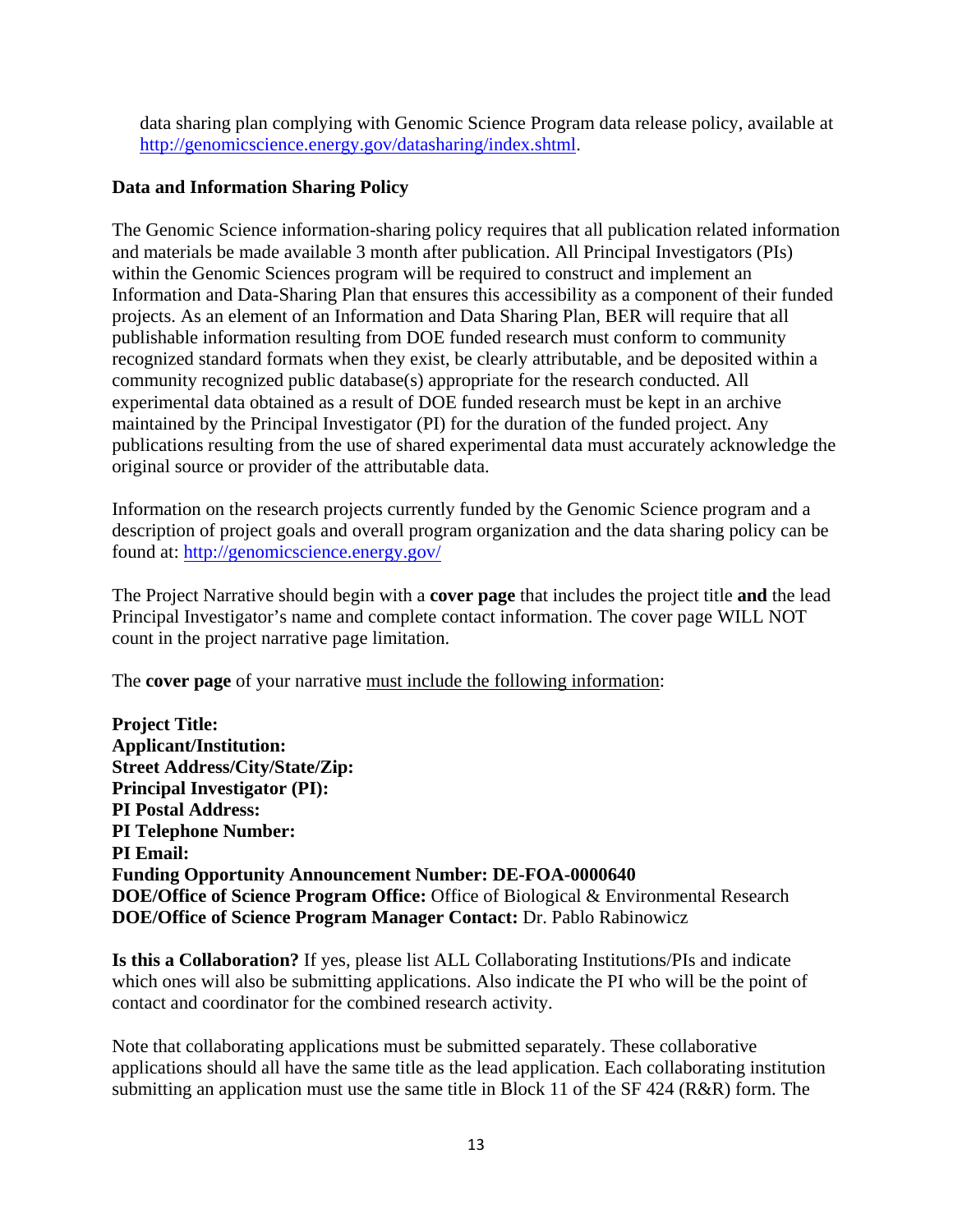data sharing plan complying with Genomic Science Program data release policy, available at http://genomicscience.energy.gov/datasharing/index.shtml.

**Data and Information Sharing Policy**

The Genomic Science information-sharing policy requires that all publication related information and materials be made available 3 month after publication. All Principal Investigators (PIs) within the Genomic Sciences program will be required to construct and implement an Information and Data-Sharing Plan that ensures this accessibility as a component of their funded projects. As an element of an Information and Data Sharing Plan, BER will require that all publishable information resulting from DOE funded research must conform to community recognized standard formats when they exist, be clearly attributable, and be deposited within a community recognized public database(s) appropriate for the research conducted. All experimental data obtained as a result of DOE funded research must be kept in an archive maintained by the Principal Investigator (PI) for the duration of the funded project. Any publications resulting from the use of shared experimental data must accurately acknowledge the original source or provider of the attributable data.

Information on the research projects currently funded by the Genomic Science program and a description of project goals and overall program organization and the data sharing policy can be found at: http://genomicscience.energy.gov/

The Project Narrative should begin with a **cover page** that includes the project title **and** the lead Principal Investigator's name and complete contact information. The cover page WILL NOT count in the project narrative page limitation.

The **cover page** of your narrative must include the following information:

**Project Title:**
**Applicant/Institution:**
**Street Address/City/State/Zip:**
**Principal Investigator (PI):**
**PI Postal Address:**
**PI Telephone Number:**
**PI Email:**
**Funding Opportunity Announcement Number: DE-FOA-0000640**
**DOE/Office of Science Program Office:** Office of Biological & Environmental Research
**DOE/Office of Science Program Manager Contact:** Dr. Pablo Rabinowicz

**Is this a Collaboration?** If yes, please list ALL Collaborating Institutions/PIs and indicate which ones will also be submitting applications. Also indicate the PI who will be the point of contact and coordinator for the combined research activity.

Note that collaborating applications must be submitted separately. These collaborative applications should all have the same title as the lead application. Each collaborating institution submitting an application must use the same title in Block 11 of the SF 424 (R&R) form. The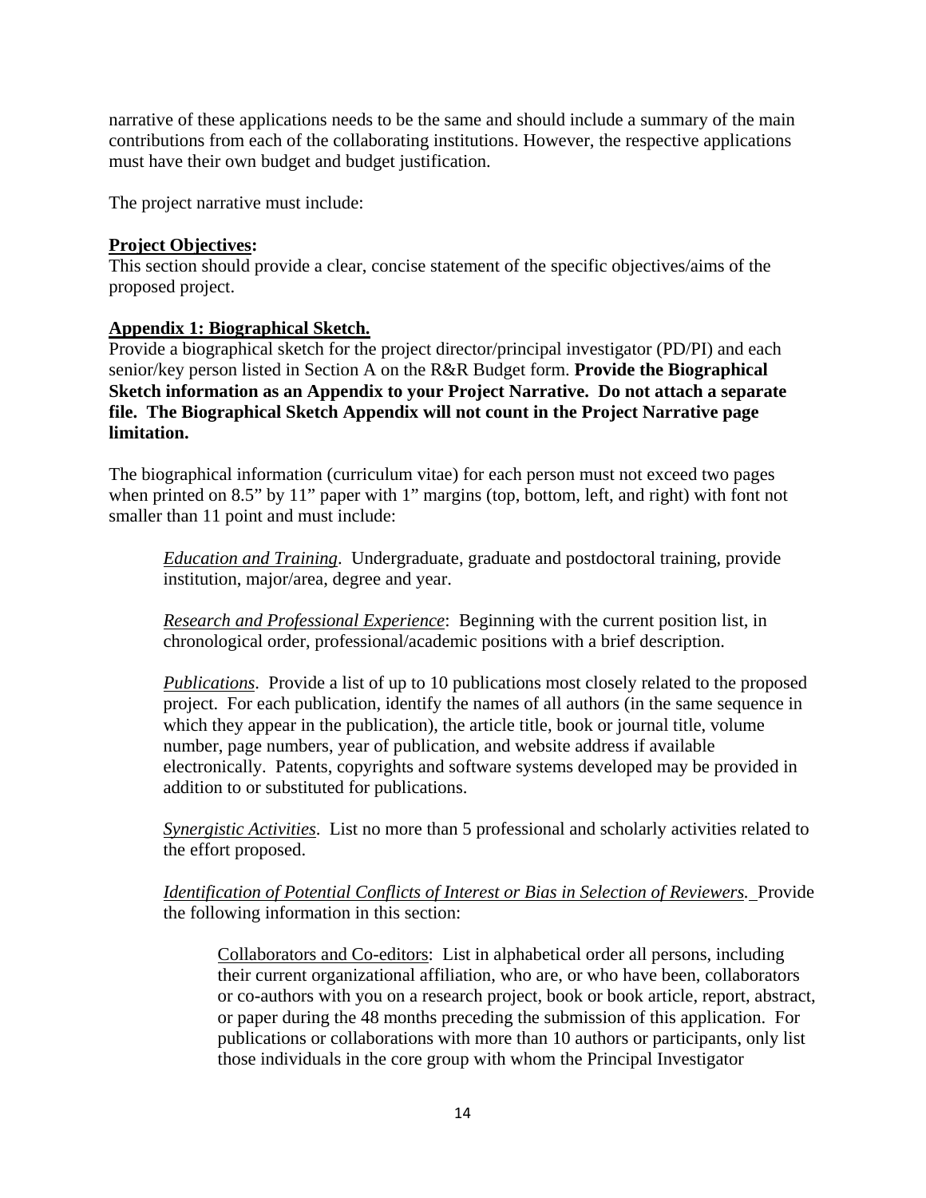narrative of these applications needs to be the same and should include a summary of the main contributions from each of the collaborating institutions. However, the respective applications must have their own budget and budget justification.

The project narrative must include:

**Project Objectives:**
This section should provide a clear, concise statement of the specific objectives/aims of the proposed project.

**Appendix 1: Biographical Sketch.**
Provide a biographical sketch for the project director/principal investigator (PD/PI) and each senior/key person listed in Section A on the R&R Budget form. **Provide the Biographical Sketch information as an Appendix to your Project Narrative. Do not attach a separate file. The Biographical Sketch Appendix will not count in the Project Narrative page limitation.**

The biographical information (curriculum vitae) for each person must not exceed two pages when printed on 8.5" by 11" paper with 1" margins (top, bottom, left, and right) with font not smaller than 11 point and must include:

> *Education and Training*. Undergraduate, graduate and postdoctoral training, provide institution, major/area, degree and year.
>
> *Research and Professional Experience*: Beginning with the current position list, in chronological order, professional/academic positions with a brief description.
>
> *Publications*. Provide a list of up to 10 publications most closely related to the proposed project. For each publication, identify the names of all authors (in the same sequence in which they appear in the publication), the article title, book or journal title, volume number, page numbers, year of publication, and website address if available electronically. Patents, copyrights and software systems developed may be provided in addition to or substituted for publications.
>
> *Synergistic Activities*. List no more than 5 professional and scholarly activities related to the effort proposed.
>
> *Identification of Potential Conflicts of Interest or Bias in Selection of Reviewers.* Provide the following information in this section:
>
> > Collaborators and Co-editors: List in alphabetical order all persons, including their current organizational affiliation, who are, or who have been, collaborators or co-authors with you on a research project, book or book article, report, abstract, or paper during the 48 months preceding the submission of this application. For publications or collaborations with more than 10 authors or participants, only list those individuals in the core group with whom the Principal Investigator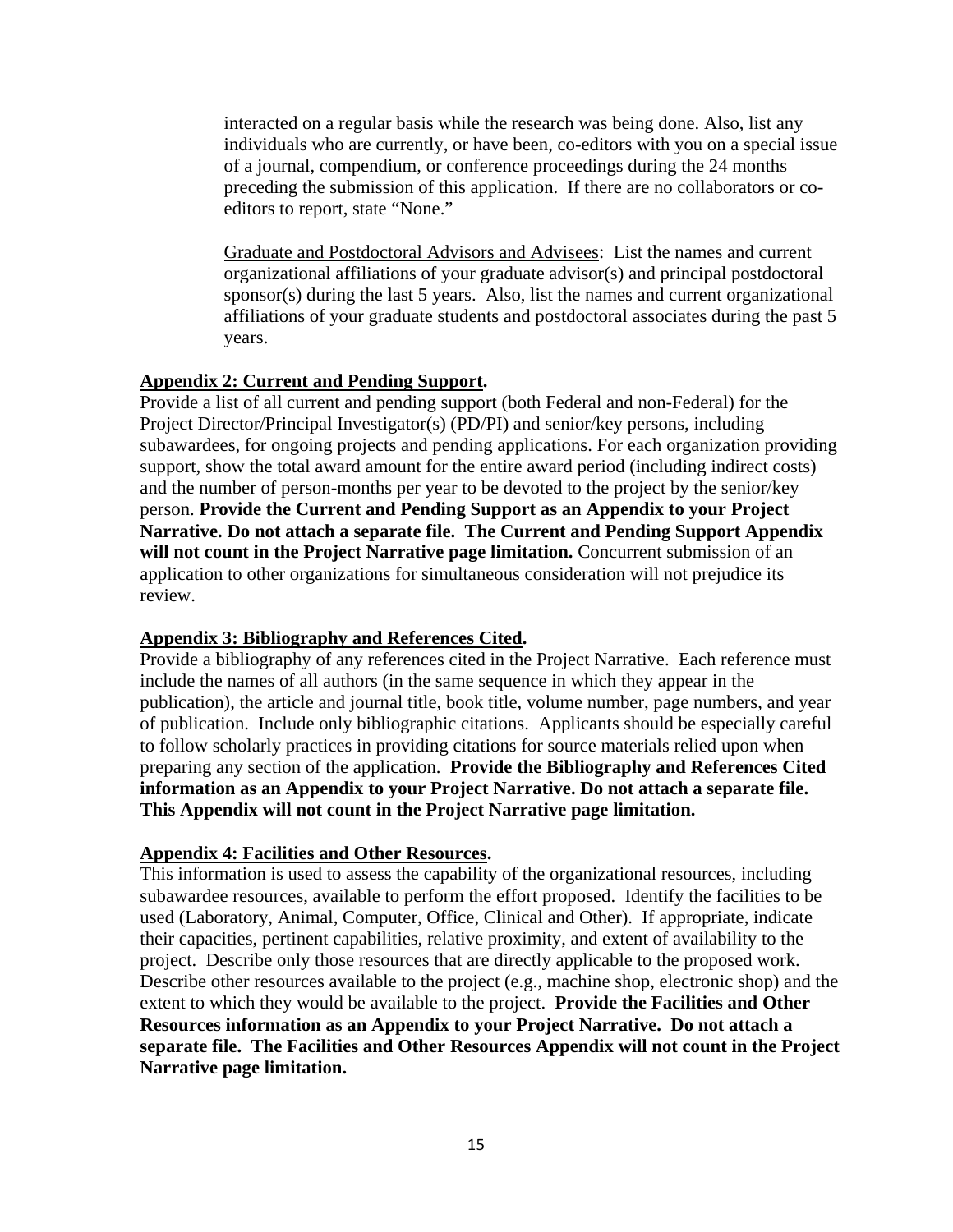interacted on a regular basis while the research was being done. Also, list any individuals who are currently, or have been, co-editors with you on a special issue of a journal, compendium, or conference proceedings during the 24 months preceding the submission of this application. If there are no collaborators or co-editors to report, state "None."

Graduate and Postdoctoral Advisors and Advisees: List the names and current organizational affiliations of your graduate advisor(s) and principal postdoctoral sponsor(s) during the last 5 years. Also, list the names and current organizational affiliations of your graduate students and postdoctoral associates during the past 5 years.

**Appendix 2: Current and Pending Support.**

Provide a list of all current and pending support (both Federal and non-Federal) for the Project Director/Principal Investigator(s) (PD/PI) and senior/key persons, including subawardees, for ongoing projects and pending applications. For each organization providing support, show the total award amount for the entire award period (including indirect costs) and the number of person-months per year to be devoted to the project by the senior/key person. **Provide the Current and Pending Support as an Appendix to your Project Narrative. Do not attach a separate file. The Current and Pending Support Appendix will not count in the Project Narrative page limitation.** Concurrent submission of an application to other organizations for simultaneous consideration will not prejudice its review.

**Appendix 3: Bibliography and References Cited.**

Provide a bibliography of any references cited in the Project Narrative. Each reference must include the names of all authors (in the same sequence in which they appear in the publication), the article and journal title, book title, volume number, page numbers, and year of publication. Include only bibliographic citations. Applicants should be especially careful to follow scholarly practices in providing citations for source materials relied upon when preparing any section of the application. **Provide the Bibliography and References Cited information as an Appendix to your Project Narrative. Do not attach a separate file. This Appendix will not count in the Project Narrative page limitation.**

**Appendix 4: Facilities and Other Resources.**

This information is used to assess the capability of the organizational resources, including subawardee resources, available to perform the effort proposed. Identify the facilities to be used (Laboratory, Animal, Computer, Office, Clinical and Other). If appropriate, indicate their capacities, pertinent capabilities, relative proximity, and extent of availability to the project. Describe only those resources that are directly applicable to the proposed work. Describe other resources available to the project (e.g., machine shop, electronic shop) and the extent to which they would be available to the project. **Provide the Facilities and Other Resources information as an Appendix to your Project Narrative. Do not attach a separate file. The Facilities and Other Resources Appendix will not count in the Project Narrative page limitation.**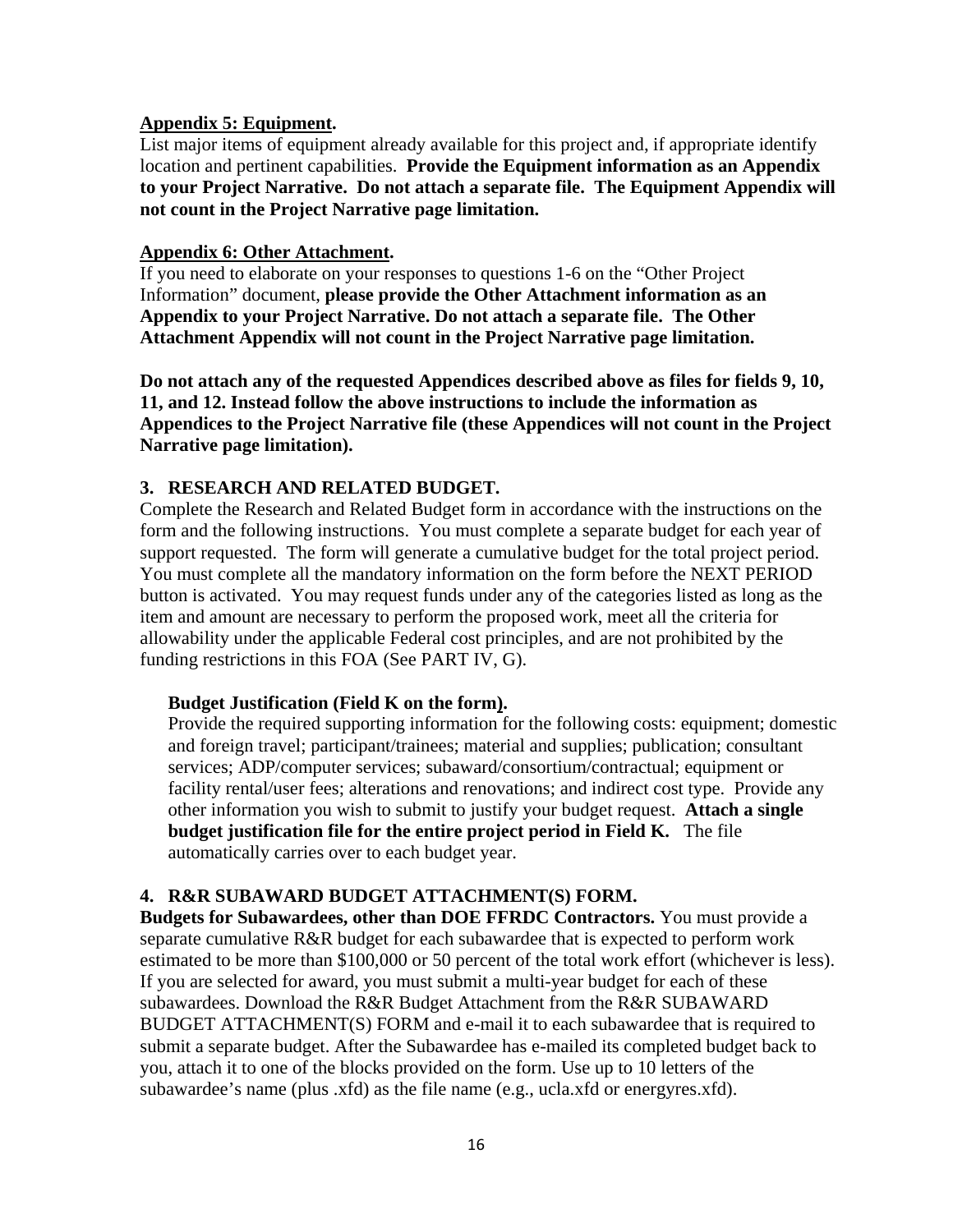**<u>Appendix 5: Equipment</u>.**
List major items of equipment already available for this project and, if appropriate identify location and pertinent capabilities. **Provide the Equipment information as an Appendix to your Project Narrative. Do not attach a separate file. The Equipment Appendix will not count in the Project Narrative page limitation.**

**<u>Appendix 6: Other Attachment</u>.**
If you need to elaborate on your responses to questions 1-6 on the "Other Project Information" document, **please provide the Other Attachment information as an Appendix to your Project Narrative. Do not attach a separate file. The Other Attachment Appendix will not count in the Project Narrative page limitation.**

**Do not attach any of the requested Appendices described above as files for fields 9, 10, 11, and 12. Instead follow the above instructions to include the information as Appendices to the Project Narrative file (these Appendices will not count in the Project Narrative page limitation).**

### 3. RESEARCH AND RELATED BUDGET.

Complete the Research and Related Budget form in accordance with the instructions on the form and the following instructions. You must complete a separate budget for each year of support requested. The form will generate a cumulative budget for the total project period. You must complete all the mandatory information on the form before the NEXT PERIOD button is activated. You may request funds under any of the categories listed as long as the item and amount are necessary to perform the proposed work, meet all the criteria for allowability under the applicable Federal cost principles, and are not prohibited by the funding restrictions in this FOA (See PART IV, G).

**Budget Justification (Field K on the form).**
Provide the required supporting information for the following costs: equipment; domestic and foreign travel; participant/trainees; material and supplies; publication; consultant services; ADP/computer services; subaward/consortium/contractual; equipment or facility rental/user fees; alterations and renovations; and indirect cost type. Provide any other information you wish to submit to justify your budget request. **Attach a single budget justification file for the entire project period in Field K.** The file automatically carries over to each budget year.

### 4. R&R SUBAWARD BUDGET ATTACHMENT(S) FORM.

**Budgets for Subawardees, other than DOE FFRDC Contractors.** You must provide a separate cumulative R&R budget for each subawardee that is expected to perform work estimated to be more than $100,000 or 50 percent of the total work effort (whichever is less). If you are selected for award, you must submit a multi-year budget for each of these subawardees. Download the R&R Budget Attachment from the R&R SUBAWARD BUDGET ATTACHMENT(S) FORM and e-mail it to each subawardee that is required to submit a separate budget. After the Subawardee has e-mailed its completed budget back to you, attach it to one of the blocks provided on the form. Use up to 10 letters of the subawardee's name (plus .xfd) as the file name (e.g., ucla.xfd or energyres.xfd).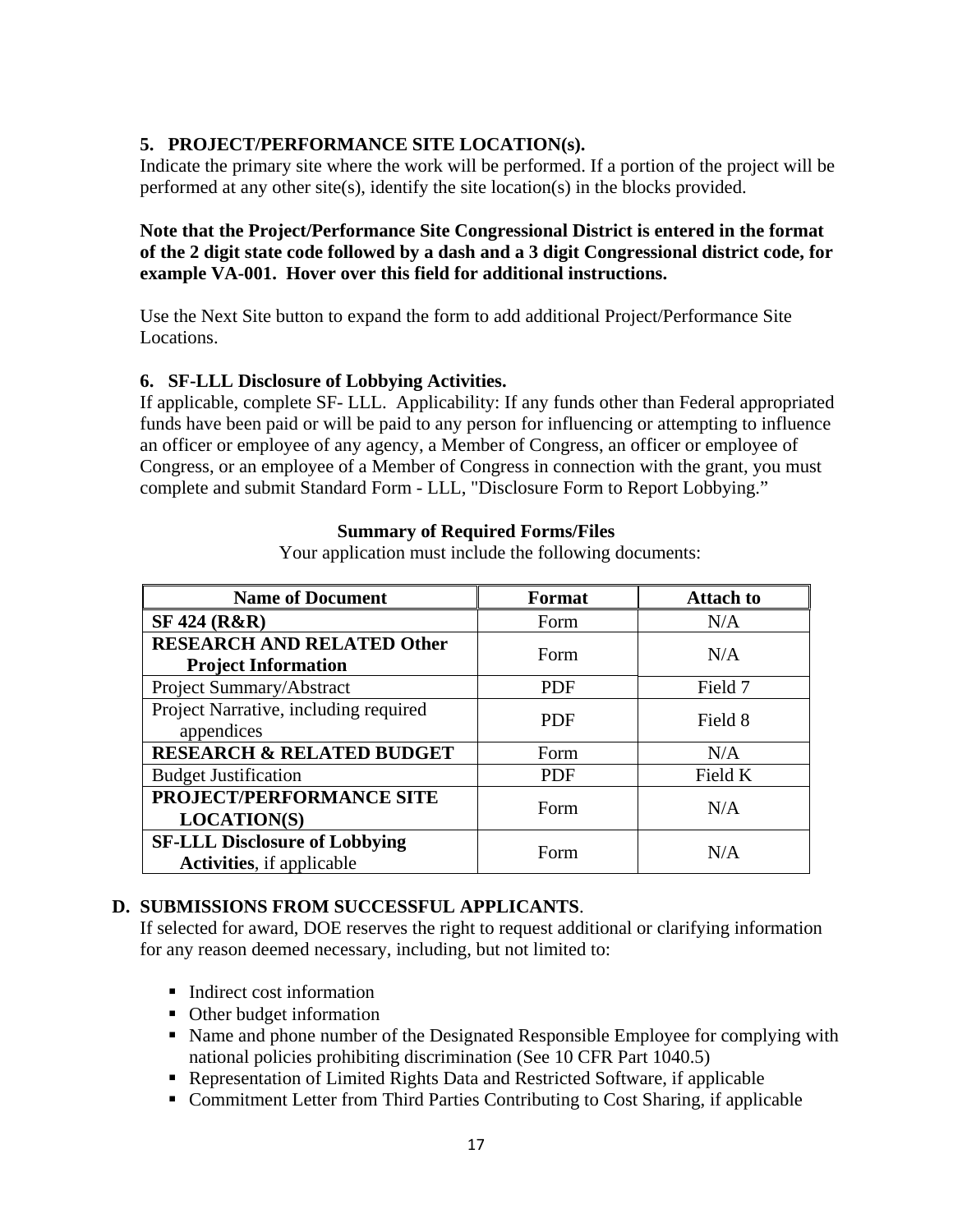### 5. PROJECT/PERFORMANCE SITE LOCATION(s).

Indicate the primary site where the work will be performed. If a portion of the project will be performed at any other site(s), identify the site location(s) in the blocks provided.

**Note that the Project/Performance Site Congressional District is entered in the format of the 2 digit state code followed by a dash and a 3 digit Congressional district code, for example VA-001. Hover over this field for additional instructions.**

Use the Next Site button to expand the form to add additional Project/Performance Site Locations.

### 6. SF-LLL Disclosure of Lobbying Activities.

If applicable, complete SF- LLL. Applicability: If any funds other than Federal appropriated funds have been paid or will be paid to any person for influencing or attempting to influence an officer or employee of any agency, a Member of Congress, an officer or employee of Congress, or an employee of a Member of Congress in connection with the grant, you must complete and submit Standard Form - LLL, "Disclosure Form to Report Lobbying."

**Summary of Required Forms/Files**

Your application must include the following documents:

| Name of Document | Format | Attach to |
|---|---|---|
| **SF 424 (R&R)** | Form | N/A |
| **RESEARCH AND RELATED Other Project Information** | Form | N/A |
| Project Summary/Abstract | PDF | Field 7 |
| Project Narrative, including required appendices | PDF | Field 8 |
| **RESEARCH & RELATED BUDGET** | Form | N/A |
| Budget Justification | PDF | Field K |
| **PROJECT/PERFORMANCE SITE LOCATION(S)** | Form | N/A |
| **SF-LLL Disclosure of Lobbying Activities**, if applicable | Form | N/A |

## D. SUBMISSIONS FROM SUCCESSFUL APPLICANTS.

If selected for award, DOE reserves the right to request additional or clarifying information for any reason deemed necessary, including, but not limited to:

- Indirect cost information
- Other budget information
- Name and phone number of the Designated Responsible Employee for complying with national policies prohibiting discrimination (See 10 CFR Part 1040.5)
- Representation of Limited Rights Data and Restricted Software, if applicable
- Commitment Letter from Third Parties Contributing to Cost Sharing, if applicable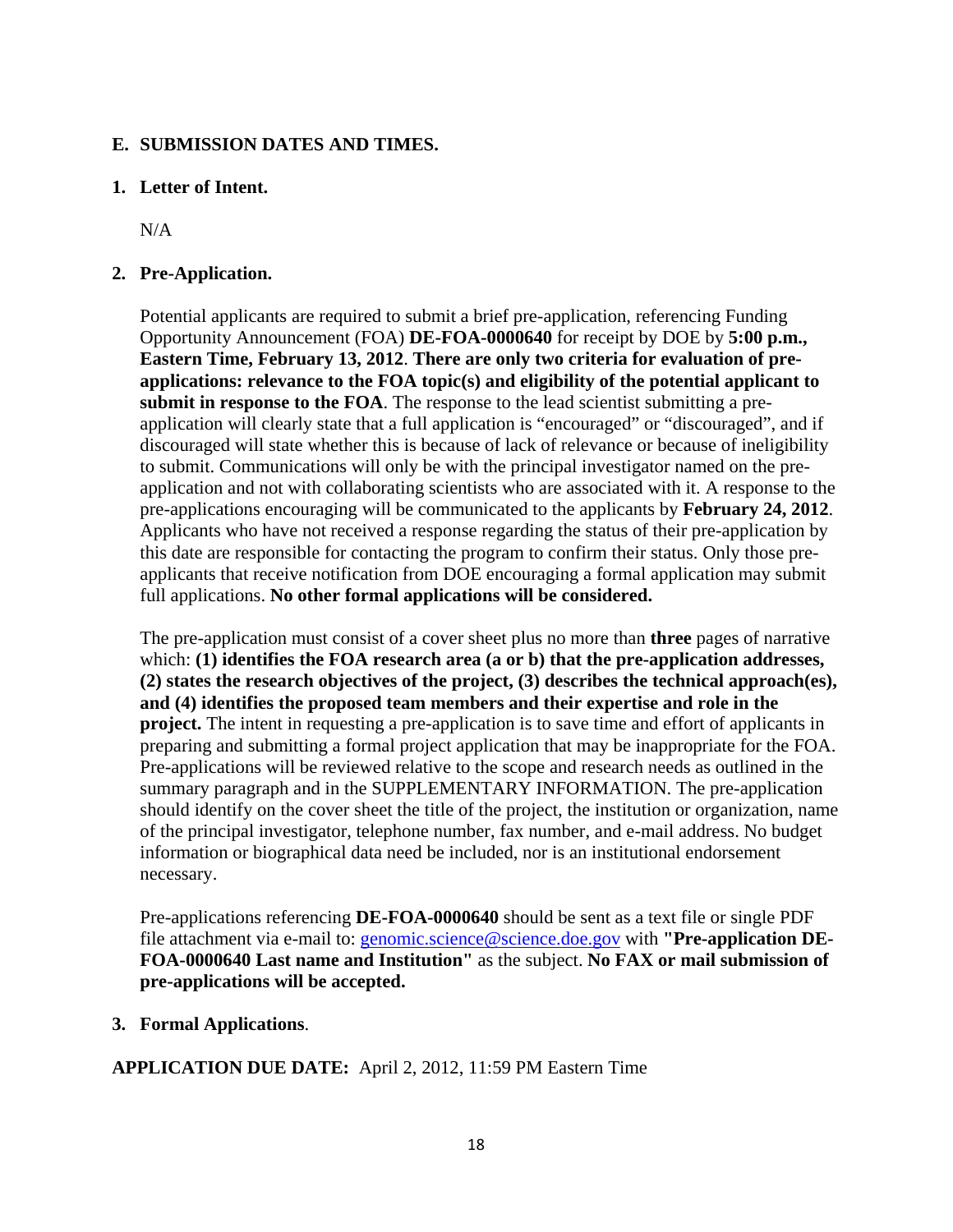## E. SUBMISSION DATES AND TIMES.

### 1. Letter of Intent.

N/A

### 2. Pre-Application.

Potential applicants are required to submit a brief pre-application, referencing Funding Opportunity Announcement (FOA) **DE-FOA-0000640** for receipt by DOE by **5:00 p.m., Eastern Time, February 13, 2012**. **There are only two criteria for evaluation of pre-applications: relevance to the FOA topic(s) and eligibility of the potential applicant to submit in response to the FOA**. The response to the lead scientist submitting a pre-application will clearly state that a full application is "encouraged" or "discouraged", and if discouraged will state whether this is because of lack of relevance or because of ineligibility to submit. Communications will only be with the principal investigator named on the pre-application and not with collaborating scientists who are associated with it. A response to the pre-applications encouraging will be communicated to the applicants by **February 24, 2012**. Applicants who have not received a response regarding the status of their pre-application by this date are responsible for contacting the program to confirm their status. Only those pre-applicants that receive notification from DOE encouraging a formal application may submit full applications. **No other formal applications will be considered.**

The pre-application must consist of a cover sheet plus no more than **three** pages of narrative which: **(1) identifies the FOA research area (a or b) that the pre-application addresses, (2) states the research objectives of the project, (3) describes the technical approach(es), and (4) identifies the proposed team members and their expertise and role in the project.** The intent in requesting a pre-application is to save time and effort of applicants in preparing and submitting a formal project application that may be inappropriate for the FOA. Pre-applications will be reviewed relative to the scope and research needs as outlined in the summary paragraph and in the SUPPLEMENTARY INFORMATION. The pre-application should identify on the cover sheet the title of the project, the institution or organization, name of the principal investigator, telephone number, fax number, and e-mail address. No budget information or biographical data need be included, nor is an institutional endorsement necessary.

Pre-applications referencing **DE-FOA-0000640** should be sent as a text file or single PDF file attachment via e-mail to: genomic.science@science.doe.gov with **"Pre-application DE-FOA-0000640 Last name and Institution"** as the subject. **No FAX or mail submission of pre-applications will be accepted.**

### 3. Formal Applications.

**APPLICATION DUE DATE:** April 2, 2012, 11:59 PM Eastern Time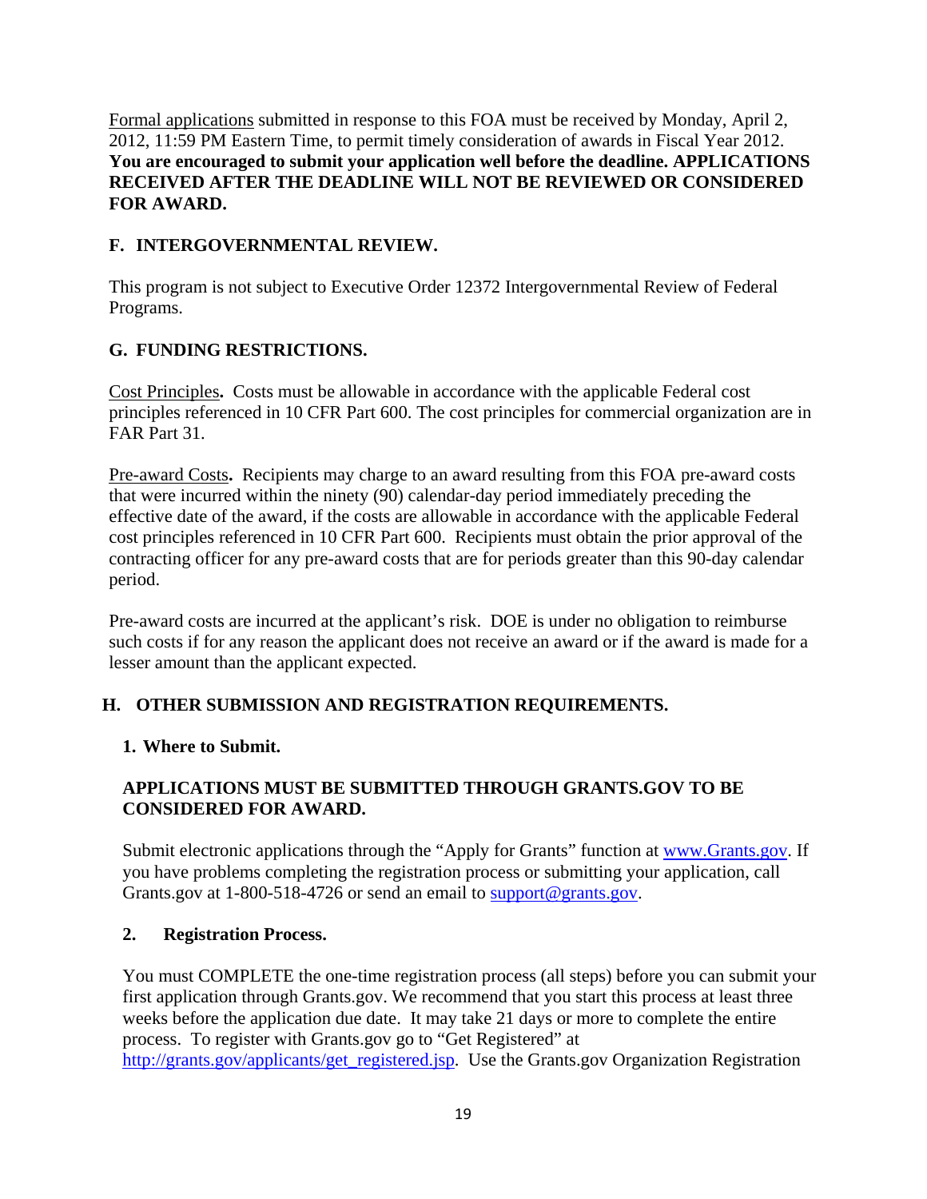Formal applications submitted in response to this FOA must be received by Monday, April 2, 2012, 11:59 PM Eastern Time, to permit timely consideration of awards in Fiscal Year 2012. **You are encouraged to submit your application well before the deadline. APPLICATIONS RECEIVED AFTER THE DEADLINE WILL NOT BE REVIEWED OR CONSIDERED FOR AWARD.**

## F. INTERGOVERNMENTAL REVIEW.

This program is not subject to Executive Order 12372 Intergovernmental Review of Federal Programs.

## G. FUNDING RESTRICTIONS.

Cost Principles**.** Costs must be allowable in accordance with the applicable Federal cost principles referenced in 10 CFR Part 600. The cost principles for commercial organization are in FAR Part 31.

Pre-award Costs**.** Recipients may charge to an award resulting from this FOA pre-award costs that were incurred within the ninety (90) calendar-day period immediately preceding the effective date of the award, if the costs are allowable in accordance with the applicable Federal cost principles referenced in 10 CFR Part 600. Recipients must obtain the prior approval of the contracting officer for any pre-award costs that are for periods greater than this 90-day calendar period.

Pre-award costs are incurred at the applicant's risk. DOE is under no obligation to reimburse such costs if for any reason the applicant does not receive an award or if the award is made for a lesser amount than the applicant expected.

## H. OTHER SUBMISSION AND REGISTRATION REQUIREMENTS.

### 1. Where to Submit.

**APPLICATIONS MUST BE SUBMITTED THROUGH GRANTS.GOV TO BE CONSIDERED FOR AWARD.**

Submit electronic applications through the "Apply for Grants" function at www.Grants.gov. If you have problems completing the registration process or submitting your application, call Grants.gov at 1-800-518-4726 or send an email to support@grants.gov.

### 2. Registration Process.

You must COMPLETE the one-time registration process (all steps) before you can submit your first application through Grants.gov. We recommend that you start this process at least three weeks before the application due date. It may take 21 days or more to complete the entire process. To register with Grants.gov go to "Get Registered" at http://grants.gov/applicants/get_registered.jsp. Use the Grants.gov Organization Registration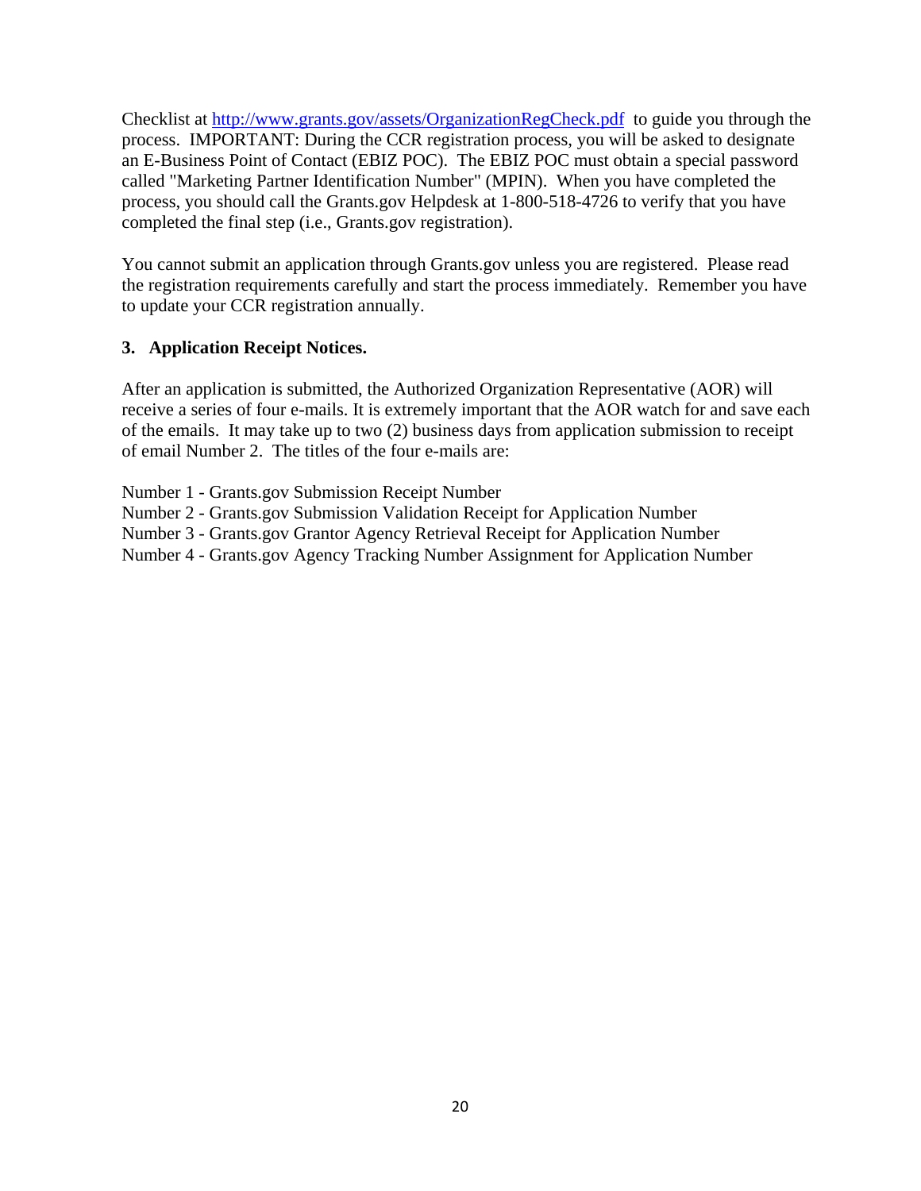Checklist at http://www.grants.gov/assets/OrganizationRegCheck.pdf to guide you through the process. IMPORTANT: During the CCR registration process, you will be asked to designate an E-Business Point of Contact (EBIZ POC). The EBIZ POC must obtain a special password called "Marketing Partner Identification Number" (MPIN). When you have completed the process, you should call the Grants.gov Helpdesk at 1-800-518-4726 to verify that you have completed the final step (i.e., Grants.gov registration).

You cannot submit an application through Grants.gov unless you are registered. Please read the registration requirements carefully and start the process immediately. Remember you have to update your CCR registration annually.

### 3. Application Receipt Notices.

After an application is submitted, the Authorized Organization Representative (AOR) will receive a series of four e-mails. It is extremely important that the AOR watch for and save each of the emails. It may take up to two (2) business days from application submission to receipt of email Number 2. The titles of the four e-mails are:

Number 1 - Grants.gov Submission Receipt Number  
Number 2 - Grants.gov Submission Validation Receipt for Application Number  
Number 3 - Grants.gov Grantor Agency Retrieval Receipt for Application Number  
Number 4 - Grants.gov Agency Tracking Number Assignment for Application Number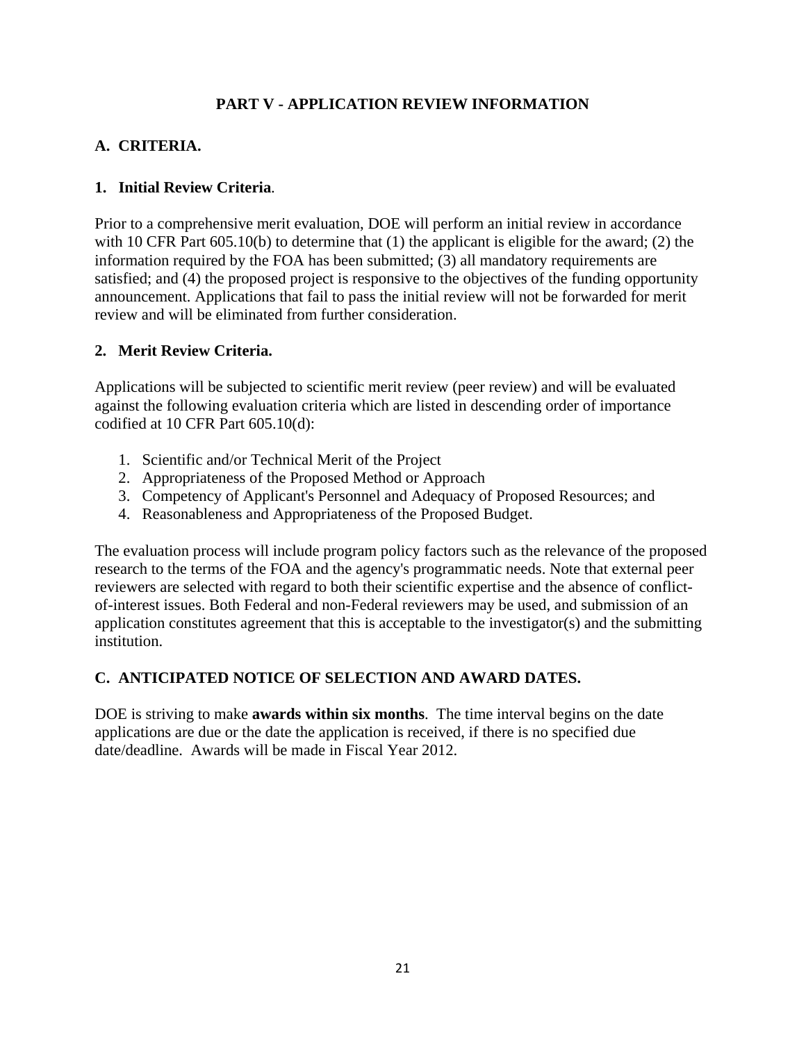# PART V - APPLICATION REVIEW INFORMATION

## A. CRITERIA.

### 1. Initial Review Criteria.

Prior to a comprehensive merit evaluation, DOE will perform an initial review in accordance with 10 CFR Part 605.10(b) to determine that (1) the applicant is eligible for the award; (2) the information required by the FOA has been submitted; (3) all mandatory requirements are satisfied; and (4) the proposed project is responsive to the objectives of the funding opportunity announcement. Applications that fail to pass the initial review will not be forwarded for merit review and will be eliminated from further consideration.

### 2. Merit Review Criteria.

Applications will be subjected to scientific merit review (peer review) and will be evaluated against the following evaluation criteria which are listed in descending order of importance codified at 10 CFR Part 605.10(d):

1. Scientific and/or Technical Merit of the Project
2. Appropriateness of the Proposed Method or Approach
3. Competency of Applicant's Personnel and Adequacy of Proposed Resources; and
4. Reasonableness and Appropriateness of the Proposed Budget.

The evaluation process will include program policy factors such as the relevance of the proposed research to the terms of the FOA and the agency's programmatic needs. Note that external peer reviewers are selected with regard to both their scientific expertise and the absence of conflict-of-interest issues. Both Federal and non-Federal reviewers may be used, and submission of an application constitutes agreement that this is acceptable to the investigator(s) and the submitting institution.

## C. ANTICIPATED NOTICE OF SELECTION AND AWARD DATES.

DOE is striving to make **awards within six months**. The time interval begins on the date applications are due or the date the application is received, if there is no specified due date/deadline. Awards will be made in Fiscal Year 2012.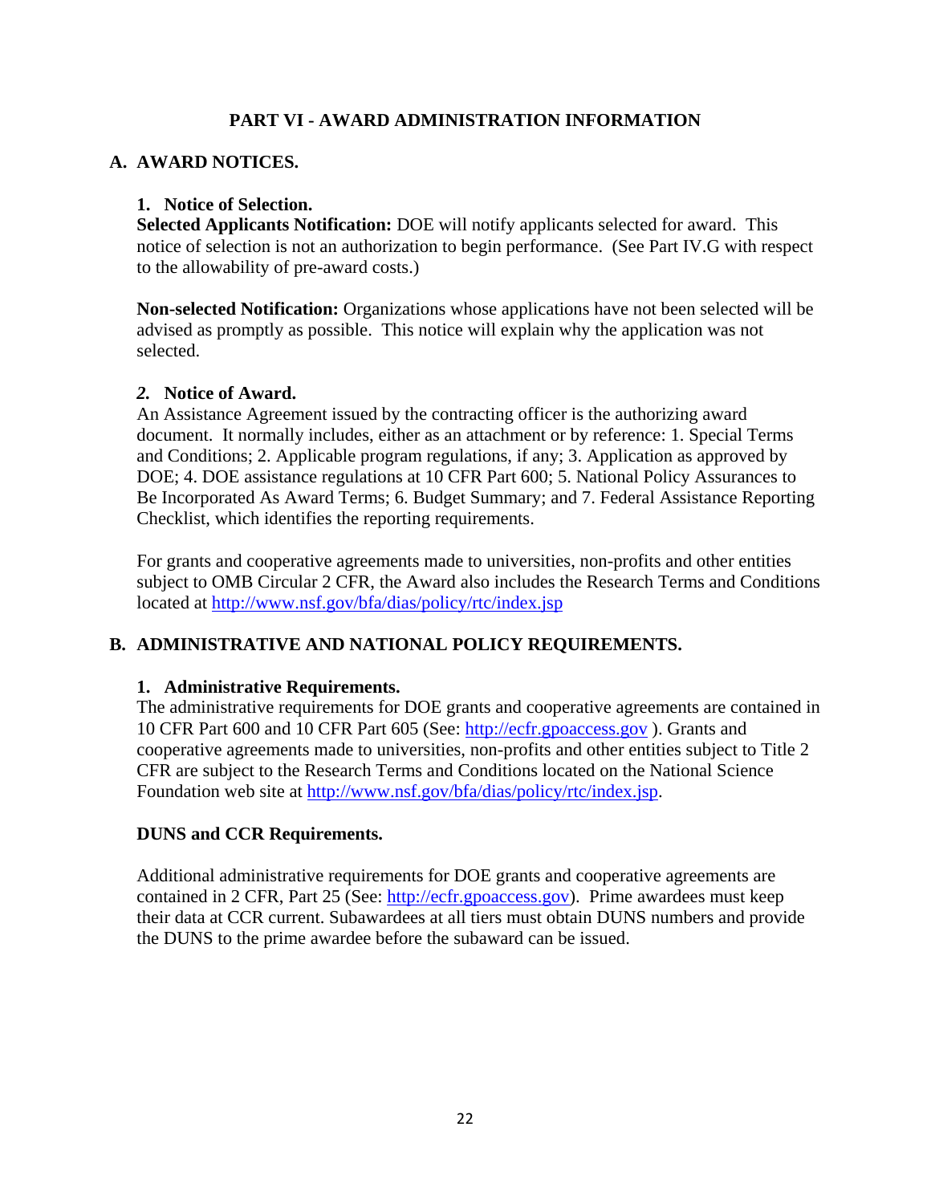## PART VI - AWARD ADMINISTRATION INFORMATION

### A. AWARD NOTICES.

**1. Notice of Selection.**

**Selected Applicants Notification:** DOE will notify applicants selected for award. This notice of selection is not an authorization to begin performance. (See Part IV.G with respect to the allowability of pre-award costs.)

**Non-selected Notification:** Organizations whose applications have not been selected will be advised as promptly as possible. This notice will explain why the application was not selected.

***2.* Notice of Award.**

An Assistance Agreement issued by the contracting officer is the authorizing award document. It normally includes, either as an attachment or by reference: 1. Special Terms and Conditions; 2. Applicable program regulations, if any; 3. Application as approved by DOE; 4. DOE assistance regulations at 10 CFR Part 600; 5. National Policy Assurances to Be Incorporated As Award Terms; 6. Budget Summary; and 7. Federal Assistance Reporting Checklist, which identifies the reporting requirements.

For grants and cooperative agreements made to universities, non-profits and other entities subject to OMB Circular 2 CFR, the Award also includes the Research Terms and Conditions located at http://www.nsf.gov/bfa/dias/policy/rtc/index.jsp

### B. ADMINISTRATIVE AND NATIONAL POLICY REQUIREMENTS.

**1. Administrative Requirements.**

The administrative requirements for DOE grants and cooperative agreements are contained in 10 CFR Part 600 and 10 CFR Part 605 (See: http://ecfr.gpoaccess.gov ). Grants and cooperative agreements made to universities, non-profits and other entities subject to Title 2 CFR are subject to the Research Terms and Conditions located on the National Science Foundation web site at http://www.nsf.gov/bfa/dias/policy/rtc/index.jsp.

**DUNS and CCR Requirements.**

Additional administrative requirements for DOE grants and cooperative agreements are contained in 2 CFR, Part 25 (See: http://ecfr.gpoaccess.gov). Prime awardees must keep their data at CCR current. Subawardees at all tiers must obtain DUNS numbers and provide the DUNS to the prime awardee before the subaward can be issued.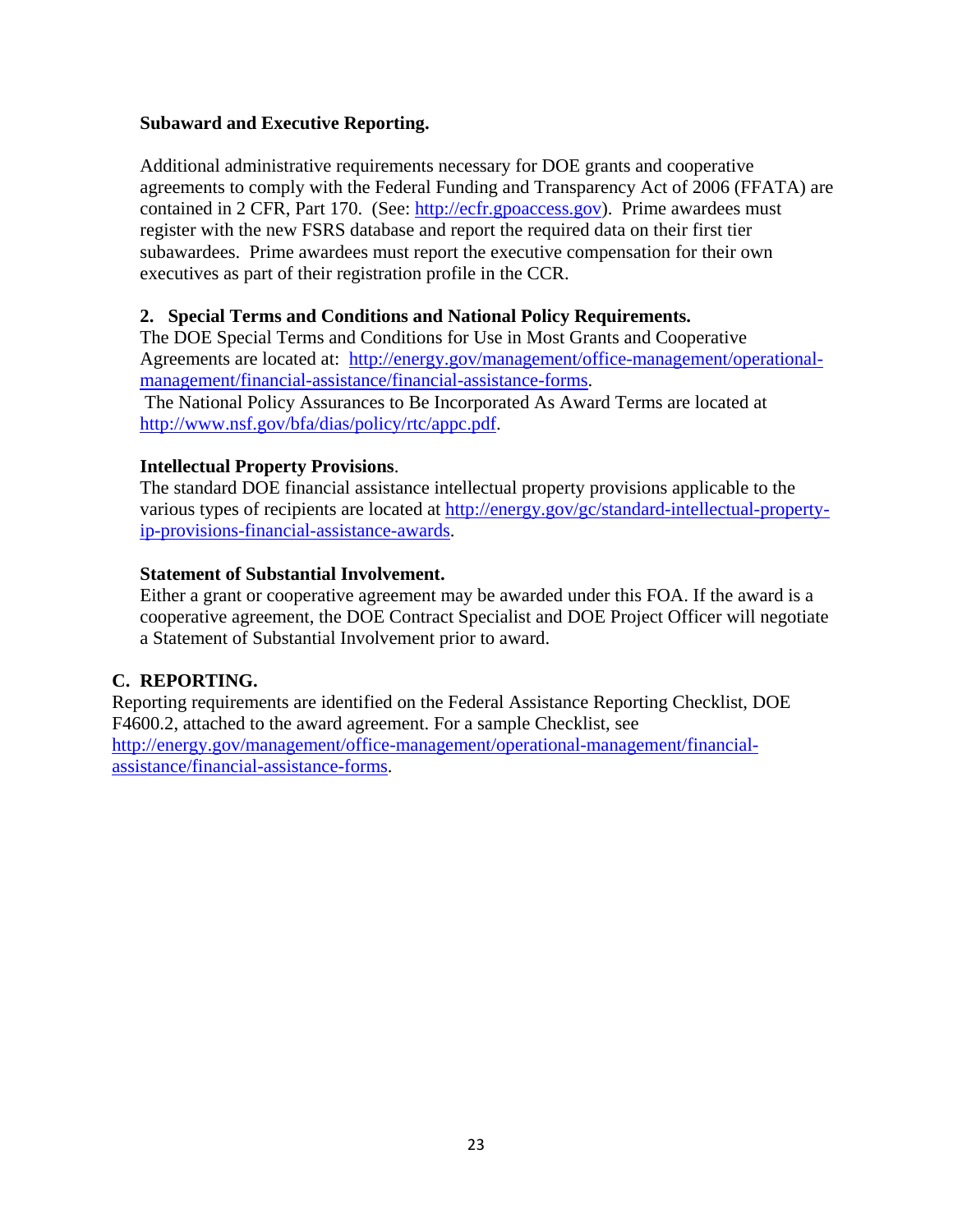**Subaward and Executive Reporting.**

Additional administrative requirements necessary for DOE grants and cooperative agreements to comply with the Federal Funding and Transparency Act of 2006 (FFATA) are contained in 2 CFR, Part 170. (See: http://ecfr.gpoaccess.gov). Prime awardees must register with the new FSRS database and report the required data on their first tier subawardees. Prime awardees must report the executive compensation for their own executives as part of their registration profile in the CCR.

**2. Special Terms and Conditions and National Policy Requirements.**

The DOE Special Terms and Conditions for Use in Most Grants and Cooperative Agreements are located at: http://energy.gov/management/office-management/operational-management/financial-assistance/financial-assistance-forms.

The National Policy Assurances to Be Incorporated As Award Terms are located at http://www.nsf.gov/bfa/dias/policy/rtc/appc.pdf.

**Intellectual Property Provisions**.

The standard DOE financial assistance intellectual property provisions applicable to the various types of recipients are located at http://energy.gov/gc/standard-intellectual-property-ip-provisions-financial-assistance-awards.

**Statement of Substantial Involvement.**

Either a grant or cooperative agreement may be awarded under this FOA. If the award is a cooperative agreement, the DOE Contract Specialist and DOE Project Officer will negotiate a Statement of Substantial Involvement prior to award.

## C. REPORTING.

Reporting requirements are identified on the Federal Assistance Reporting Checklist, DOE F4600.2, attached to the award agreement. For a sample Checklist, see http://energy.gov/management/office-management/operational-management/financial-assistance/financial-assistance-forms.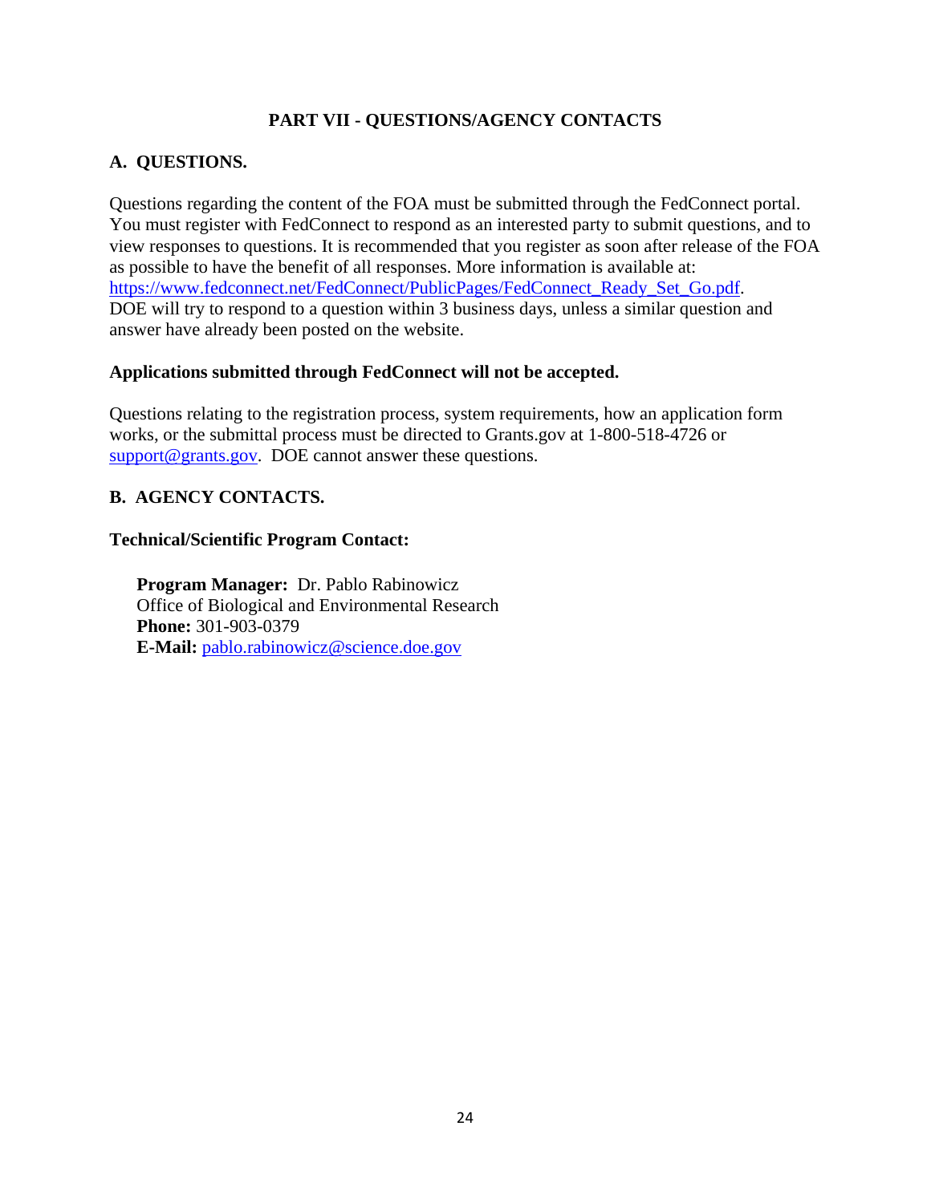# PART VII - QUESTIONS/AGENCY CONTACTS

## A. QUESTIONS.

Questions regarding the content of the FOA must be submitted through the FedConnect portal. You must register with FedConnect to respond as an interested party to submit questions, and to view responses to questions. It is recommended that you register as soon after release of the FOA as possible to have the benefit of all responses. More information is available at: https://www.fedconnect.net/FedConnect/PublicPages/FedConnect_Ready_Set_Go.pdf. DOE will try to respond to a question within 3 business days, unless a similar question and answer have already been posted on the website.

**Applications submitted through FedConnect will not be accepted.**

Questions relating to the registration process, system requirements, how an application form works, or the submittal process must be directed to Grants.gov at 1-800-518-4726 or support@grants.gov. DOE cannot answer these questions.

## B. AGENCY CONTACTS.

**Technical/Scientific Program Contact:**

**Program Manager:** Dr. Pablo Rabinowicz
Office of Biological and Environmental Research
**Phone:** 301-903-0379
**E-Mail:** pablo.rabinowicz@science.doe.gov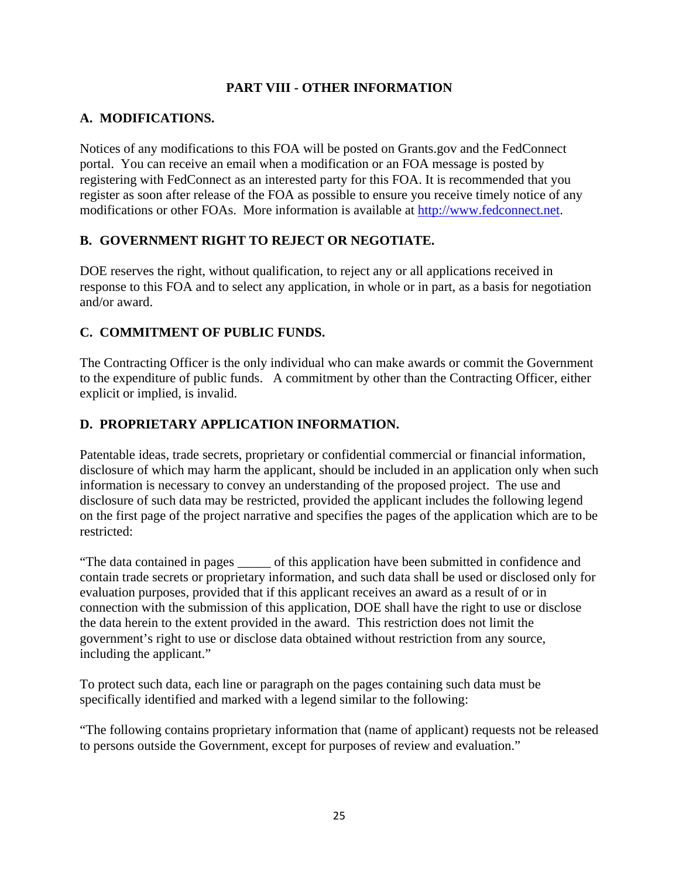## PART VIII - OTHER INFORMATION

### A. MODIFICATIONS.

Notices of any modifications to this FOA will be posted on Grants.gov and the FedConnect portal. You can receive an email when a modification or an FOA message is posted by registering with FedConnect as an interested party for this FOA. It is recommended that you register as soon after release of the FOA as possible to ensure you receive timely notice of any modifications or other FOAs. More information is available at http://www.fedconnect.net.

### B. GOVERNMENT RIGHT TO REJECT OR NEGOTIATE.

DOE reserves the right, without qualification, to reject any or all applications received in response to this FOA and to select any application, in whole or in part, as a basis for negotiation and/or award.

### C. COMMITMENT OF PUBLIC FUNDS.

The Contracting Officer is the only individual who can make awards or commit the Government to the expenditure of public funds. A commitment by other than the Contracting Officer, either explicit or implied, is invalid.

### D. PROPRIETARY APPLICATION INFORMATION.

Patentable ideas, trade secrets, proprietary or confidential commercial or financial information, disclosure of which may harm the applicant, should be included in an application only when such information is necessary to convey an understanding of the proposed project. The use and disclosure of such data may be restricted, provided the applicant includes the following legend on the first page of the project narrative and specifies the pages of the application which are to be restricted:

"The data contained in pages _____ of this application have been submitted in confidence and contain trade secrets or proprietary information, and such data shall be used or disclosed only for evaluation purposes, provided that if this applicant receives an award as a result of or in connection with the submission of this application, DOE shall have the right to use or disclose the data herein to the extent provided in the award. This restriction does not limit the government's right to use or disclose data obtained without restriction from any source, including the applicant."

To protect such data, each line or paragraph on the pages containing such data must be specifically identified and marked with a legend similar to the following:

"The following contains proprietary information that (name of applicant) requests not be released to persons outside the Government, except for purposes of review and evaluation."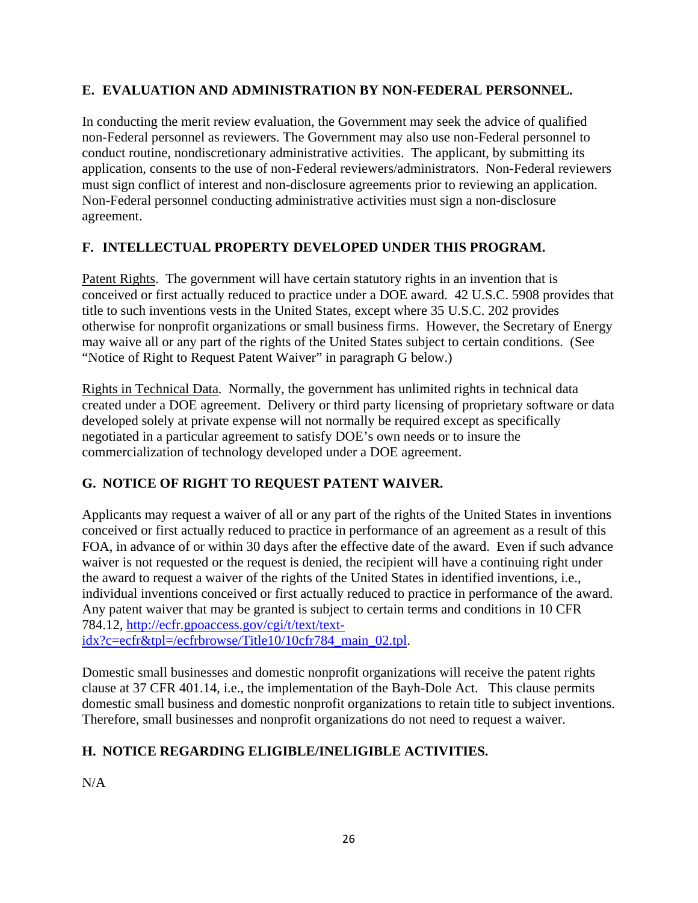## E. EVALUATION AND ADMINISTRATION BY NON-FEDERAL PERSONNEL.

In conducting the merit review evaluation, the Government may seek the advice of qualified non-Federal personnel as reviewers. The Government may also use non-Federal personnel to conduct routine, nondiscretionary administrative activities. The applicant, by submitting its application, consents to the use of non-Federal reviewers/administrators. Non-Federal reviewers must sign conflict of interest and non-disclosure agreements prior to reviewing an application. Non-Federal personnel conducting administrative activities must sign a non-disclosure agreement.

## F. INTELLECTUAL PROPERTY DEVELOPED UNDER THIS PROGRAM.

Patent Rights. The government will have certain statutory rights in an invention that is conceived or first actually reduced to practice under a DOE award. 42 U.S.C. 5908 provides that title to such inventions vests in the United States, except where 35 U.S.C. 202 provides otherwise for nonprofit organizations or small business firms. However, the Secretary of Energy may waive all or any part of the rights of the United States subject to certain conditions. (See "Notice of Right to Request Patent Waiver" in paragraph G below.)

Rights in Technical Data. Normally, the government has unlimited rights in technical data created under a DOE agreement. Delivery or third party licensing of proprietary software or data developed solely at private expense will not normally be required except as specifically negotiated in a particular agreement to satisfy DOE's own needs or to insure the commercialization of technology developed under a DOE agreement.

## G. NOTICE OF RIGHT TO REQUEST PATENT WAIVER.

Applicants may request a waiver of all or any part of the rights of the United States in inventions conceived or first actually reduced to practice in performance of an agreement as a result of this FOA, in advance of or within 30 days after the effective date of the award. Even if such advance waiver is not requested or the request is denied, the recipient will have a continuing right under the award to request a waiver of the rights of the United States in identified inventions, i.e., individual inventions conceived or first actually reduced to practice in performance of the award. Any patent waiver that may be granted is subject to certain terms and conditions in 10 CFR 784.12, http://ecfr.gpoaccess.gov/cgi/t/text/text-idx?c=ecfr&tpl=/ecfrbrowse/Title10/10cfr784_main_02.tpl.

Domestic small businesses and domestic nonprofit organizations will receive the patent rights clause at 37 CFR 401.14, i.e., the implementation of the Bayh-Dole Act. This clause permits domestic small business and domestic nonprofit organizations to retain title to subject inventions. Therefore, small businesses and nonprofit organizations do not need to request a waiver.

## H. NOTICE REGARDING ELIGIBLE/INELIGIBLE ACTIVITIES.

N/A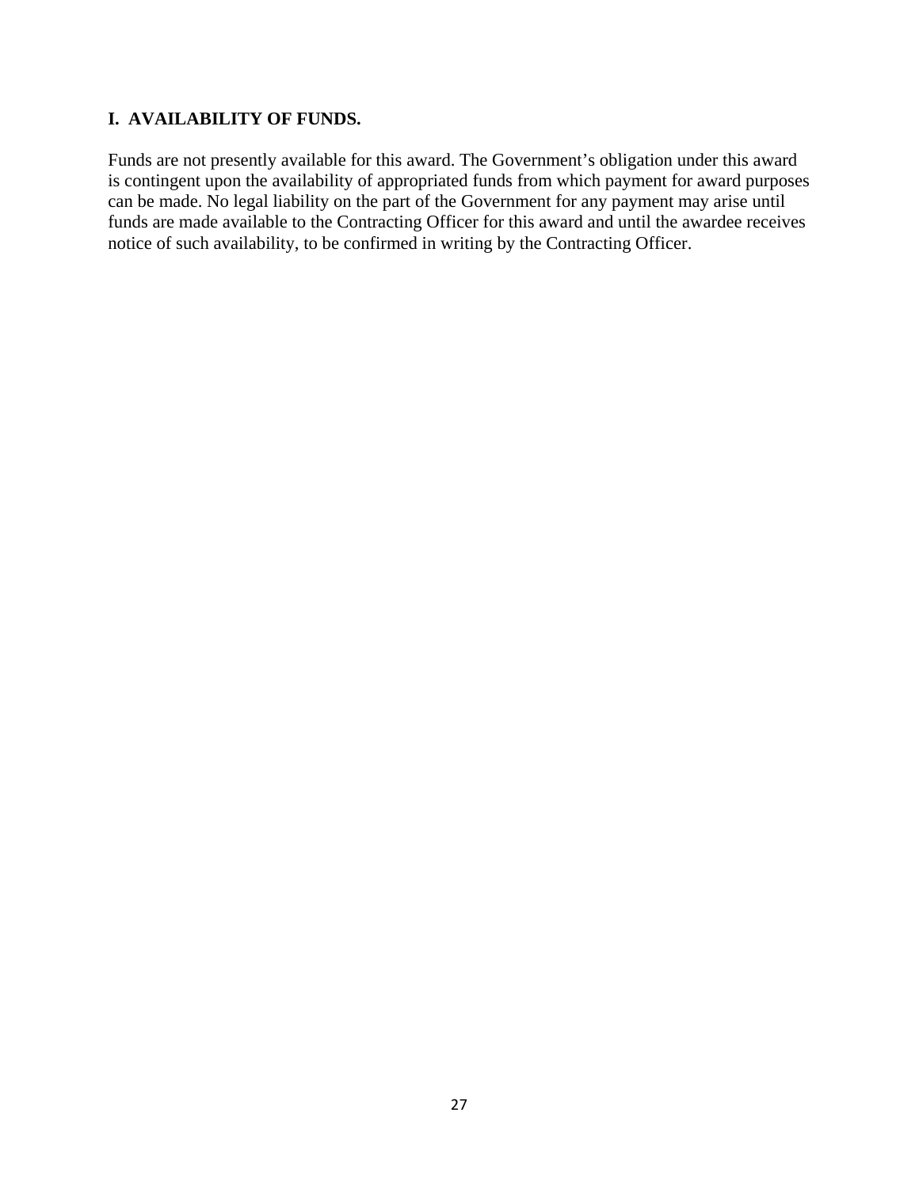## I. AVAILABILITY OF FUNDS.

Funds are not presently available for this award. The Government's obligation under this award is contingent upon the availability of appropriated funds from which payment for award purposes can be made. No legal liability on the part of the Government for any payment may arise until funds are made available to the Contracting Officer for this award and until the awardee receives notice of such availability, to be confirmed in writing by the Contracting Officer.